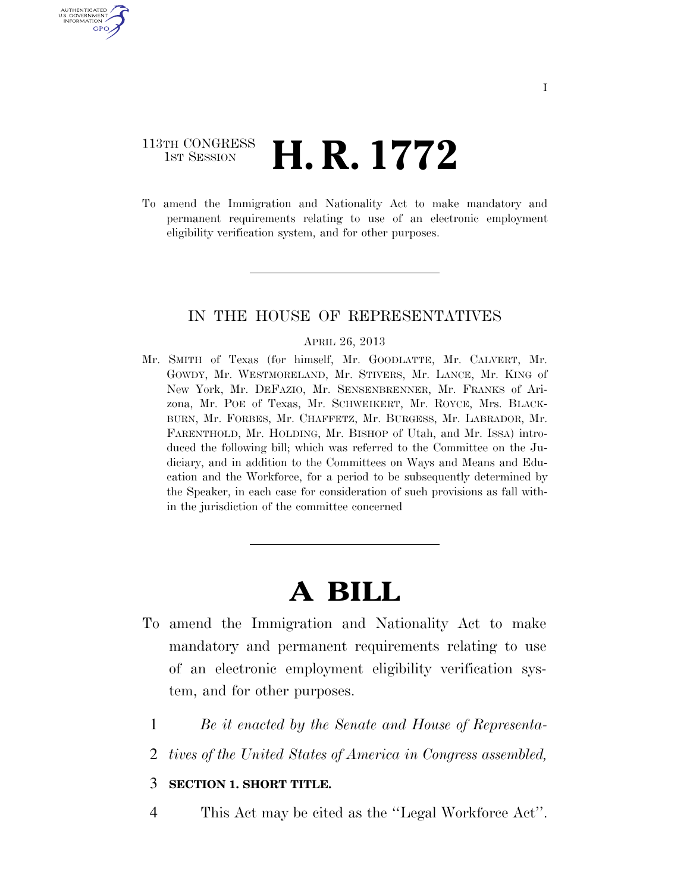113TH CONGRESS
1ST SESSION

# H. R. 1772

To amend the Immigration and Nationality Act to make mandatory and permanent requirements relating to use of an electronic employment eligibility verification system, and for other purposes.

IN THE HOUSE OF REPRESENTATIVES

APRIL 26, 2013

Mr. SMITH of Texas (for himself, Mr. GOODLATTE, Mr. CALVERT, Mr. GOWDY, Mr. WESTMORELAND, Mr. STIVERS, Mr. LANCE, Mr. KING of New York, Mr. DEFAZIO, Mr. SENSENBRENNER, Mr. FRANKS of Arizona, Mr. POE of Texas, Mr. SCHWEIKERT, Mr. ROYCE, Mrs. BLACKBURN, Mr. FORBES, Mr. CHAFFETZ, Mr. BURGESS, Mr. LABRADOR, Mr. FARENTHOLD, Mr. HOLDING, Mr. BISHOP of Utah, and Mr. ISSA) introduced the following bill; which was referred to the Committee on the Judiciary, and in addition to the Committees on Ways and Means and Education and the Workforce, for a period to be subsequently determined by the Speaker, in each case for consideration of such provisions as fall within the jurisdiction of the committee concerned

# A BILL

To amend the Immigration and Nationality Act to make mandatory and permanent requirements relating to use of an electronic employment eligibility verification system, and for other purposes.

1 *Be it enacted by the Senate and House of Representa-*
2 *tives of the United States of America in Congress assembled,*

3 **SECTION 1. SHORT TITLE.**

4 This Act may be cited as the ''Legal Workforce Act''.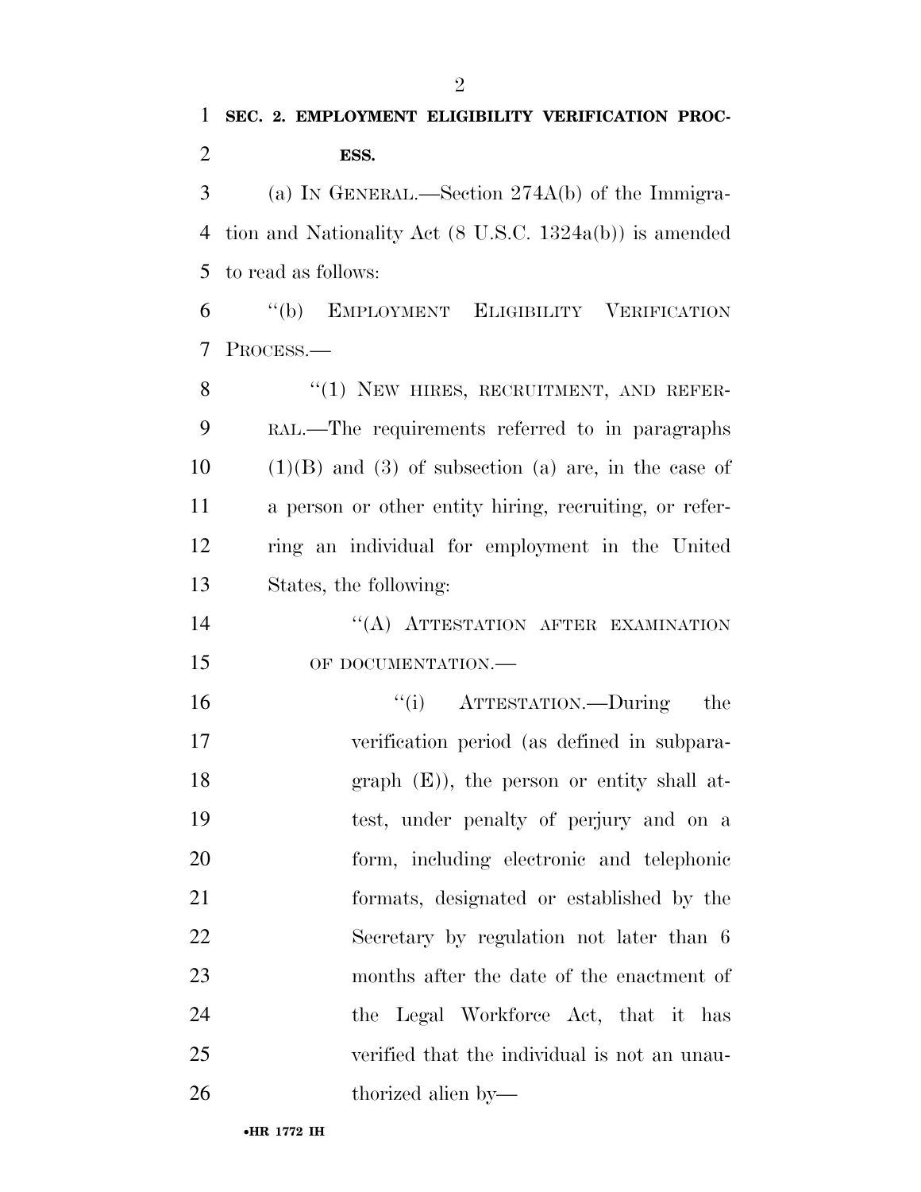**SEC. 2. EMPLOYMENT ELIGIBILITY VERIFICATION PROCESS.**

(a) IN GENERAL.—Section 274A(b) of the Immigration and Nationality Act (8 U.S.C. 1324a(b)) is amended to read as follows:

"(b) EMPLOYMENT ELIGIBILITY VERIFICATION PROCESS.—

"(1) NEW HIRES, RECRUITMENT, AND REFERRAL.—The requirements referred to in paragraphs (1)(B) and (3) of subsection (a) are, in the case of a person or other entity hiring, recruiting, or referring an individual for employment in the United States, the following:

"(A) ATTESTATION AFTER EXAMINATION OF DOCUMENTATION.—

"(i) ATTESTATION.—During the verification period (as defined in subparagraph (E)), the person or entity shall attest, under penalty of perjury and on a form, including electronic and telephonic formats, designated or established by the Secretary by regulation not later than 6 months after the date of the enactment of the Legal Workforce Act, that it has verified that the individual is not an unauthorized alien by—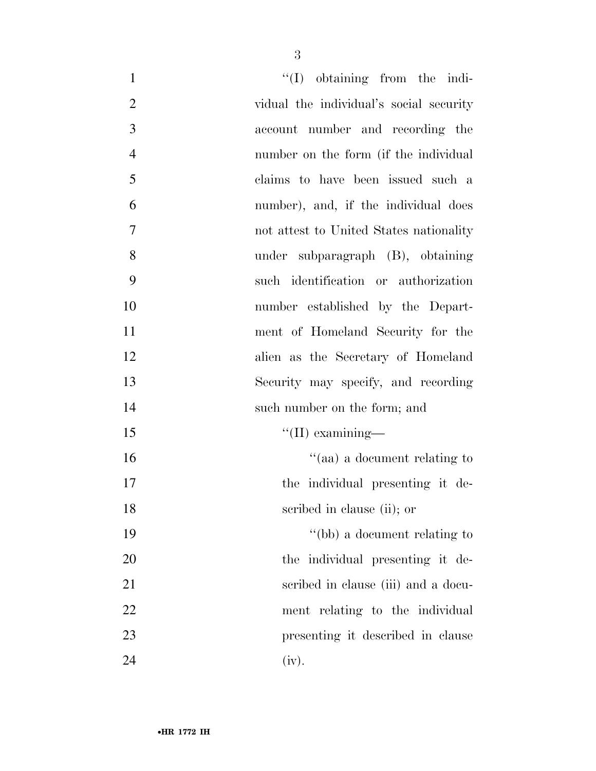''(I) obtaining from the individual the individual's social security account number and recording the number on the form (if the individual claims to have been issued such a number), and, if the individual does not attest to United States nationality under subparagraph (B), obtaining such identification or authorization number established by the Department of Homeland Security for the alien as the Secretary of Homeland Security may specify, and recording such number on the form; and

''(II) examining—

''(aa) a document relating to the individual presenting it described in clause (ii); or

''(bb) a document relating to the individual presenting it described in clause (iii) and a document relating to the individual presenting it described in clause (iv).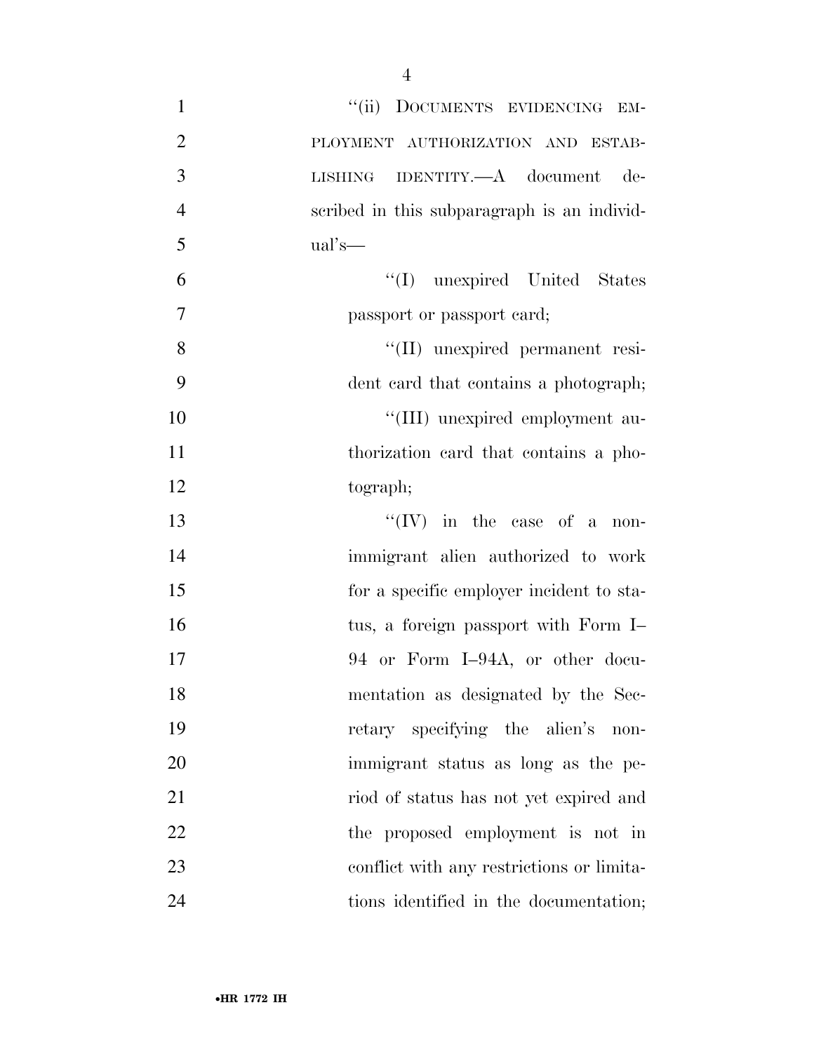"(ii) DOCUMENTS EVIDENCING EMPLOYMENT AUTHORIZATION AND ESTABLISHING IDENTITY.—A document described in this subparagraph is an individual's—

"(I) unexpired United States passport or passport card;

"(II) unexpired permanent resident card that contains a photograph;

"(III) unexpired employment authorization card that contains a photograph;

"(IV) in the case of a nonimmigrant alien authorized to work for a specific employer incident to status, a foreign passport with Form I–94 or Form I–94A, or other documentation as designated by the Secretary specifying the alien's nonimmigrant status as long as the period of status has not yet expired and the proposed employment is not in conflict with any restrictions or limitations identified in the documentation;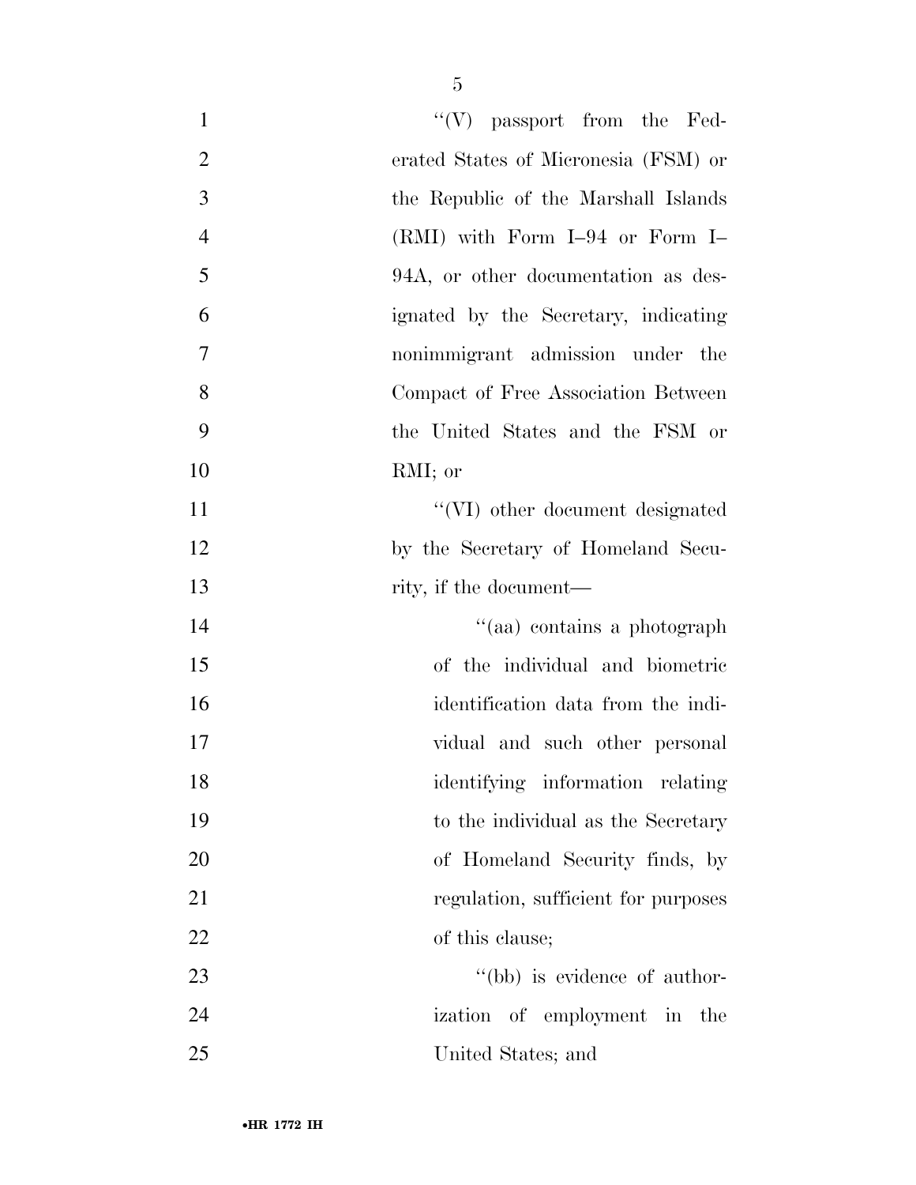''(V) passport from the Federated States of Micronesia (FSM) or the Republic of the Marshall Islands (RMI) with Form I–94 or Form I–94A, or other documentation as designated by the Secretary, indicating nonimmigrant admission under the Compact of Free Association Between the United States and the FSM or RMI; or

''(VI) other document designated by the Secretary of Homeland Security, if the document—

''(aa) contains a photograph of the individual and biometric identification data from the individual and such other personal identifying information relating to the individual as the Secretary of Homeland Security finds, by regulation, sufficient for purposes of this clause;

''(bb) is evidence of authorization of employment in the United States; and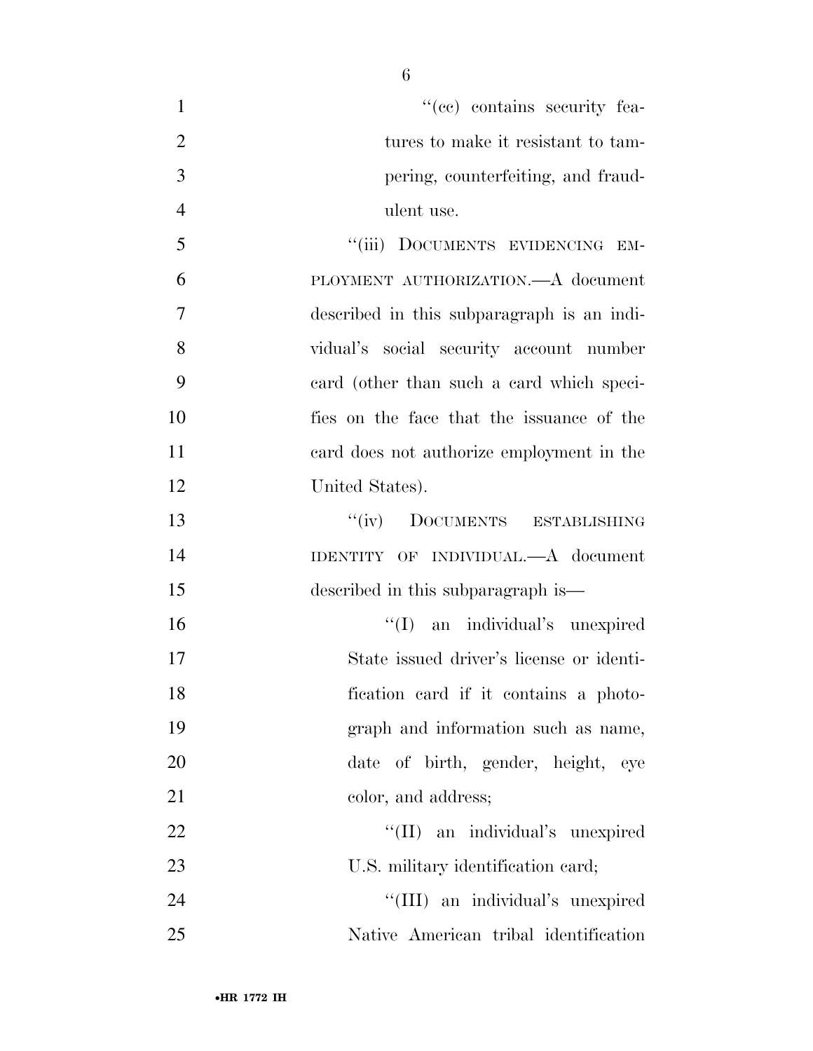''(cc) contains security features to make it resistant to tampering, counterfeiting, and fraudulent use.

''(iii) DOCUMENTS EVIDENCING EMPLOYMENT AUTHORIZATION.—A document described in this subparagraph is an individual's social security account number card (other than such a card which specifies on the face that the issuance of the card does not authorize employment in the United States).

''(iv) DOCUMENTS ESTABLISHING IDENTITY OF INDIVIDUAL.—A document described in this subparagraph is—

''(I) an individual's unexpired State issued driver's license or identification card if it contains a photograph and information such as name, date of birth, gender, height, eye color, and address;

''(II) an individual's unexpired U.S. military identification card;

''(III) an individual's unexpired Native American tribal identification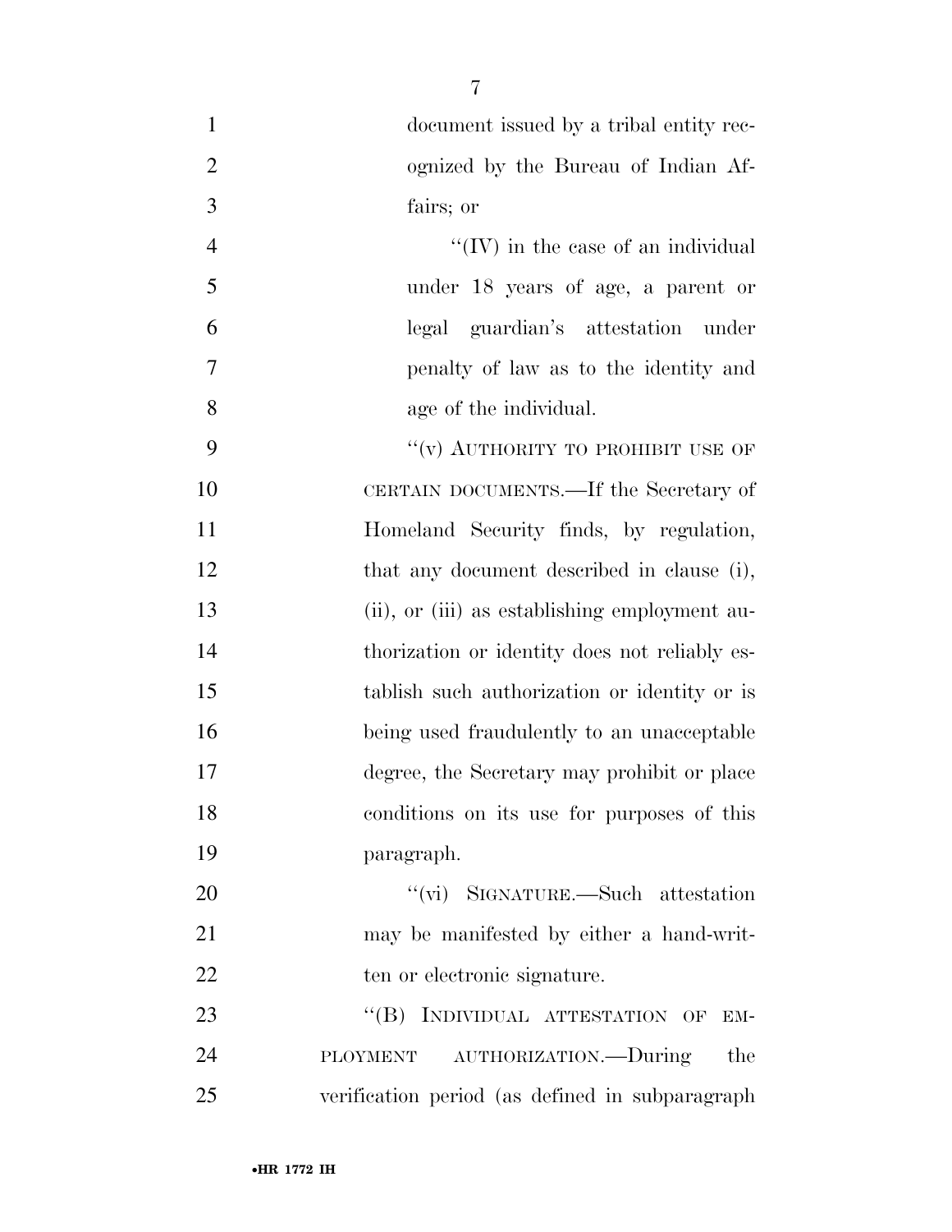document issued by a tribal entity recognized by the Bureau of Indian Affairs; or

"(IV) in the case of an individual under 18 years of age, a parent or legal guardian's attestation under penalty of law as to the identity and age of the individual.

"(v) AUTHORITY TO PROHIBIT USE OF CERTAIN DOCUMENTS.—If the Secretary of Homeland Security finds, by regulation, that any document described in clause (i), (ii), or (iii) as establishing employment authorization or identity does not reliably establish such authorization or identity or is being used fraudulently to an unacceptable degree, the Secretary may prohibit or place conditions on its use for purposes of this paragraph.

"(vi) SIGNATURE.—Such attestation may be manifested by either a hand-written or electronic signature.

"(B) INDIVIDUAL ATTESTATION OF EMPLOYMENT AUTHORIZATION.—During the verification period (as defined in subparagraph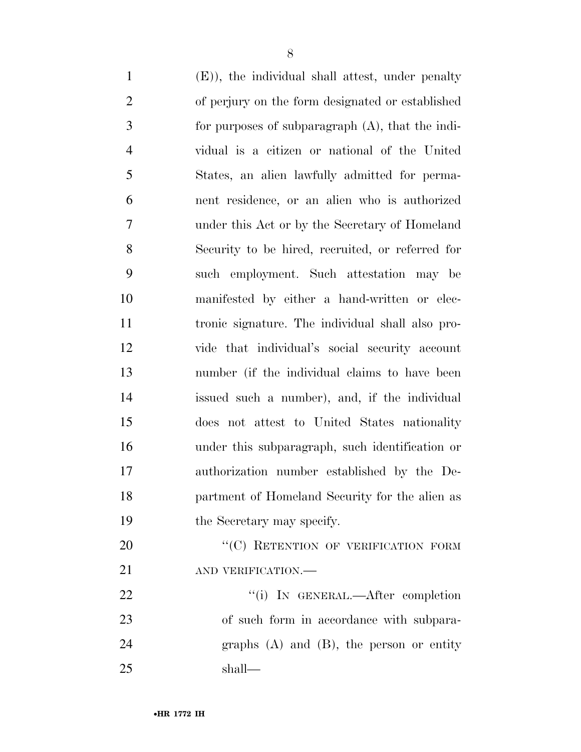(E)), the individual shall attest, under penalty of perjury on the form designated or established for purposes of subparagraph (A), that the individual is a citizen or national of the United States, an alien lawfully admitted for permanent residence, or an alien who is authorized under this Act or by the Secretary of Homeland Security to be hired, recruited, or referred for such employment. Such attestation may be manifested by either a hand-written or electronic signature. The individual shall also provide that individual's social security account number (if the individual claims to have been issued such a number), and, if the individual does not attest to United States nationality under this subparagraph, such identification or authorization number established by the Department of Homeland Security for the alien as the Secretary may specify.

"(C) RETENTION OF VERIFICATION FORM AND VERIFICATION.—

"(i) IN GENERAL.—After completion of such form in accordance with subparagraphs (A) and (B), the person or entity shall—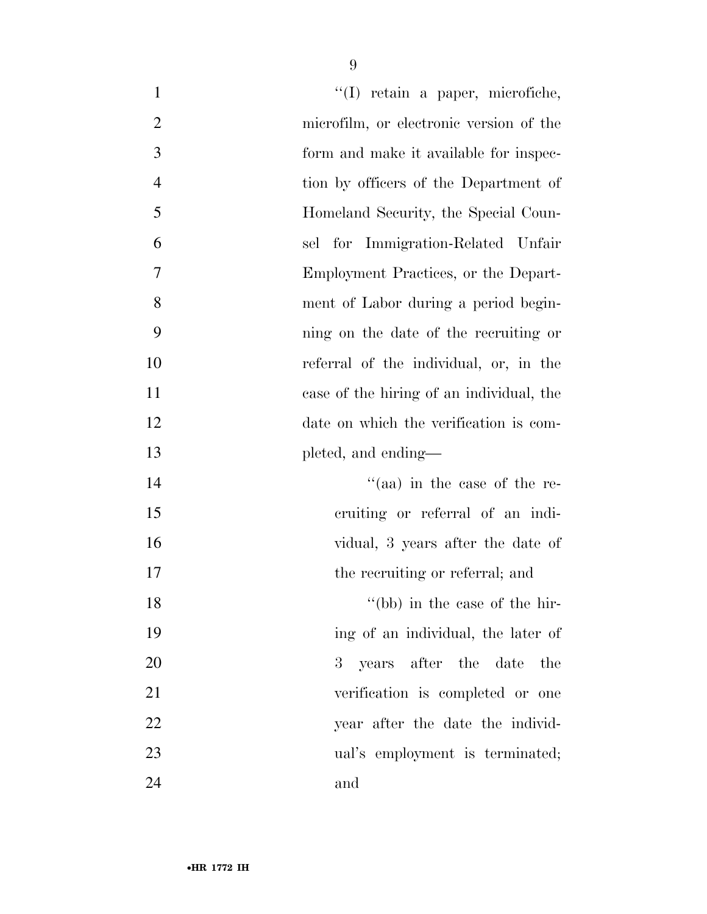"(I) retain a paper, microfiche, microfilm, or electronic version of the form and make it available for inspection by officers of the Department of Homeland Security, the Special Counsel for Immigration-Related Unfair Employment Practices, or the Department of Labor during a period beginning on the date of the recruiting or referral of the individual, or, in the case of the hiring of an individual, the date on which the verification is completed, and ending—

"(aa) in the case of the recruiting or referral of an individual, 3 years after the date of the recruiting or referral; and

"(bb) in the case of the hiring of an individual, the later of 3 years after the date the verification is completed or one year after the date the individual's employment is terminated; and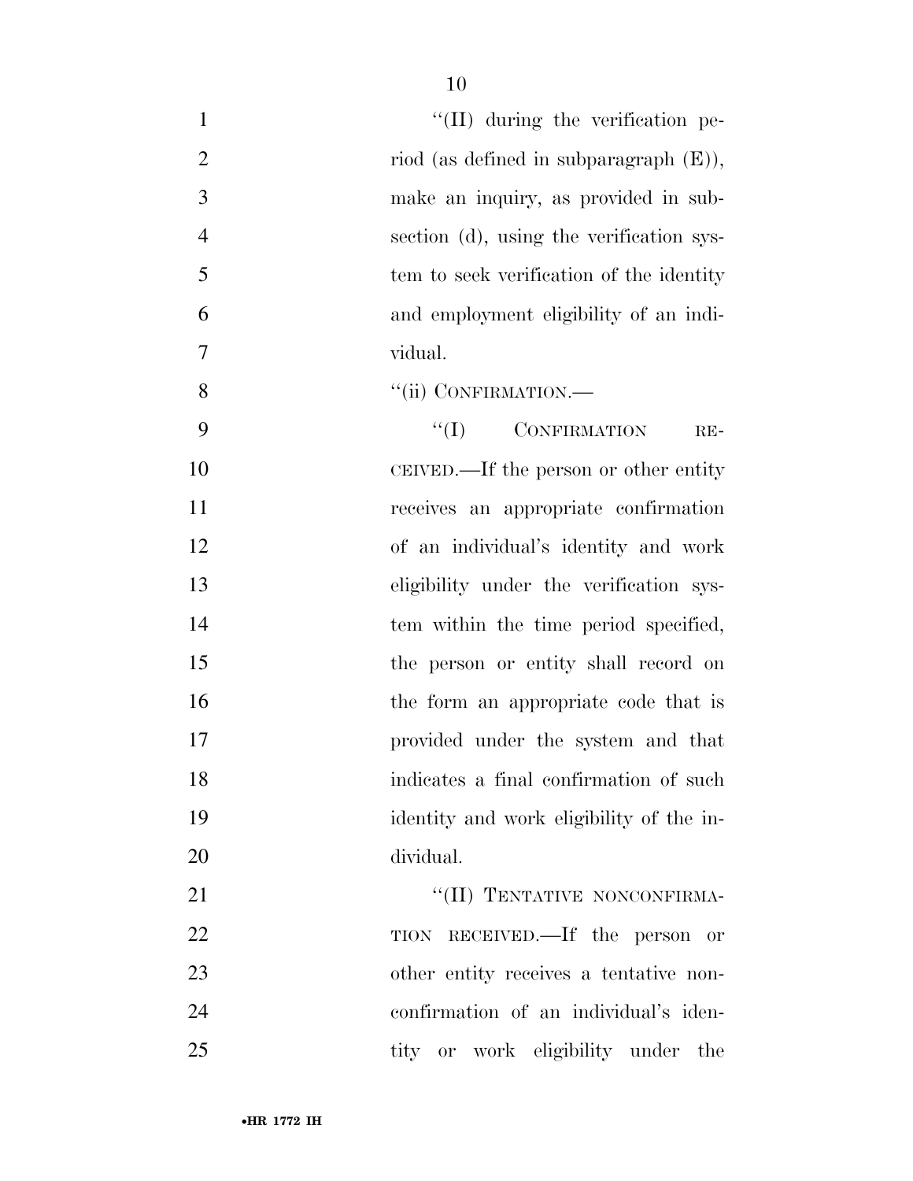"(II) during the verification period (as defined in subparagraph (E)), make an inquiry, as provided in subsection (d), using the verification system to seek verification of the identity and employment eligibility of an individual.

"(ii) CONFIRMATION.—

"(I) CONFIRMATION RECEIVED.—If the person or other entity receives an appropriate confirmation of an individual's identity and work eligibility under the verification system within the time period specified, the person or entity shall record on the form an appropriate code that is provided under the system and that indicates a final confirmation of such identity and work eligibility of the individual.

"(II) TENTATIVE NONCONFIRMATION RECEIVED.—If the person or other entity receives a tentative nonconfirmation of an individual's identity or work eligibility under the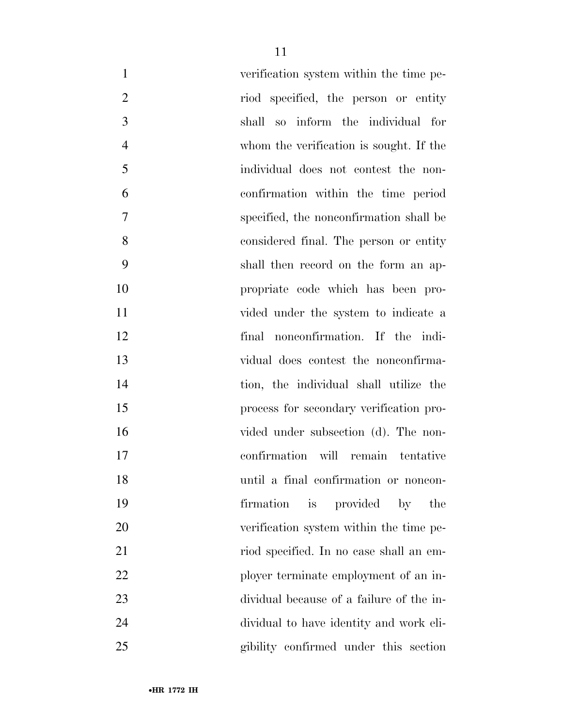verification system within the time period specified, the person or entity shall so inform the individual for whom the verification is sought. If the individual does not contest the nonconfirmation within the time period specified, the nonconfirmation shall be considered final. The person or entity shall then record on the form an appropriate code which has been provided under the system to indicate a final nonconfirmation. If the individual does contest the nonconfirmation, the individual shall utilize the process for secondary verification provided under subsection (d). The nonconfirmation will remain tentative until a final confirmation or nonconfirmation is provided by the verification system within the time period specified. In no case shall an employer terminate employment of an individual because of a failure of the individual to have identity and work eligibility confirmed under this section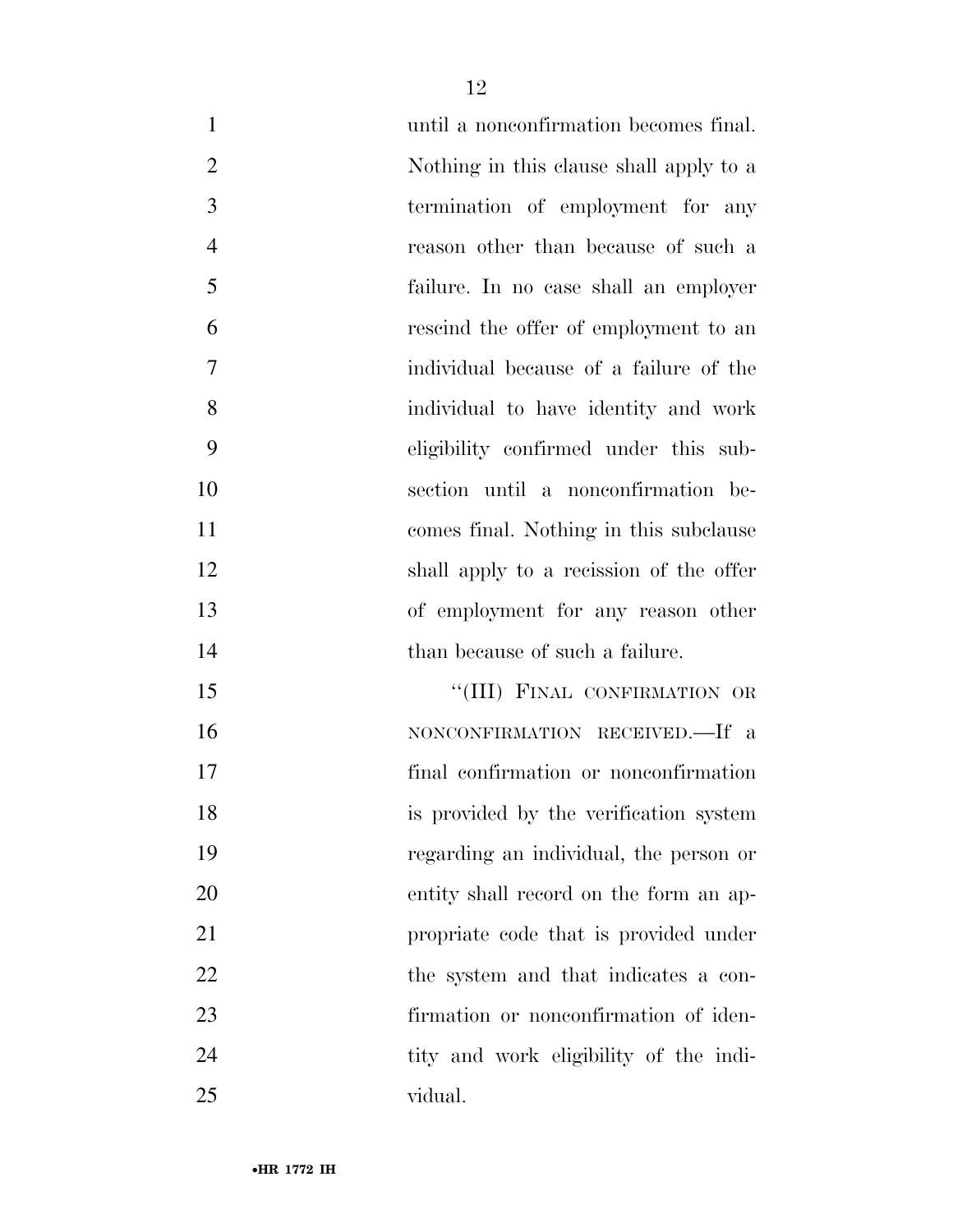until a nonconfirmation becomes final. Nothing in this clause shall apply to a termination of employment for any reason other than because of such a failure. In no case shall an employer rescind the offer of employment to an individual because of a failure of the individual to have identity and work eligibility confirmed under this subsection until a nonconfirmation becomes final. Nothing in this subclause shall apply to a recission of the offer of employment for any reason other than because of such a failure.

"(III) FINAL CONFIRMATION OR NONCONFIRMATION RECEIVED.—If a final confirmation or nonconfirmation is provided by the verification system regarding an individual, the person or entity shall record on the form an appropriate code that is provided under the system and that indicates a confirmation or nonconfirmation of identity and work eligibility of the individual.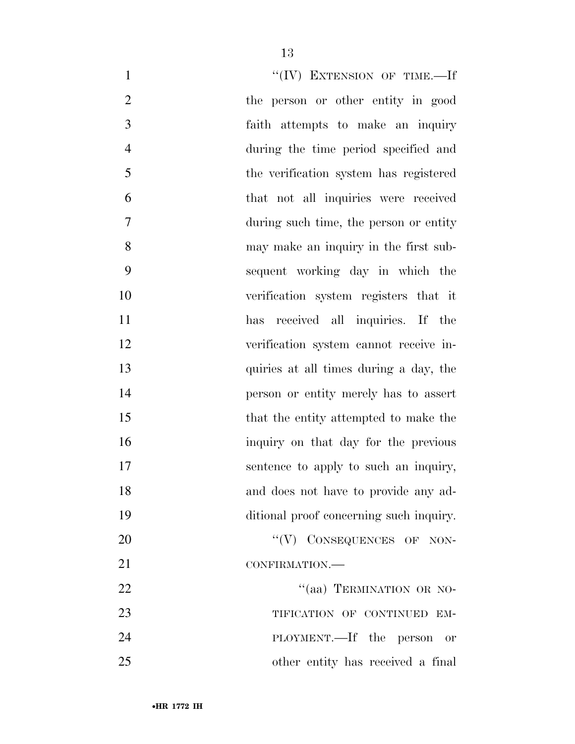"(IV) EXTENSION OF TIME.—If the person or other entity in good faith attempts to make an inquiry during the time period specified and the verification system has registered that not all inquiries were received during such time, the person or entity may make an inquiry in the first subsequent working day in which the verification system registers that it has received all inquiries. If the verification system cannot receive inquiries at all times during a day, the person or entity merely has to assert that the entity attempted to make the inquiry on that day for the previous sentence to apply to such an inquiry, and does not have to provide any additional proof concerning such inquiry.

"(V) CONSEQUENCES OF NONCONFIRMATION.—

"(aa) TERMINATION OR NOTIFICATION OF CONTINUED EMPLOYMENT.—If the person or other entity has received a final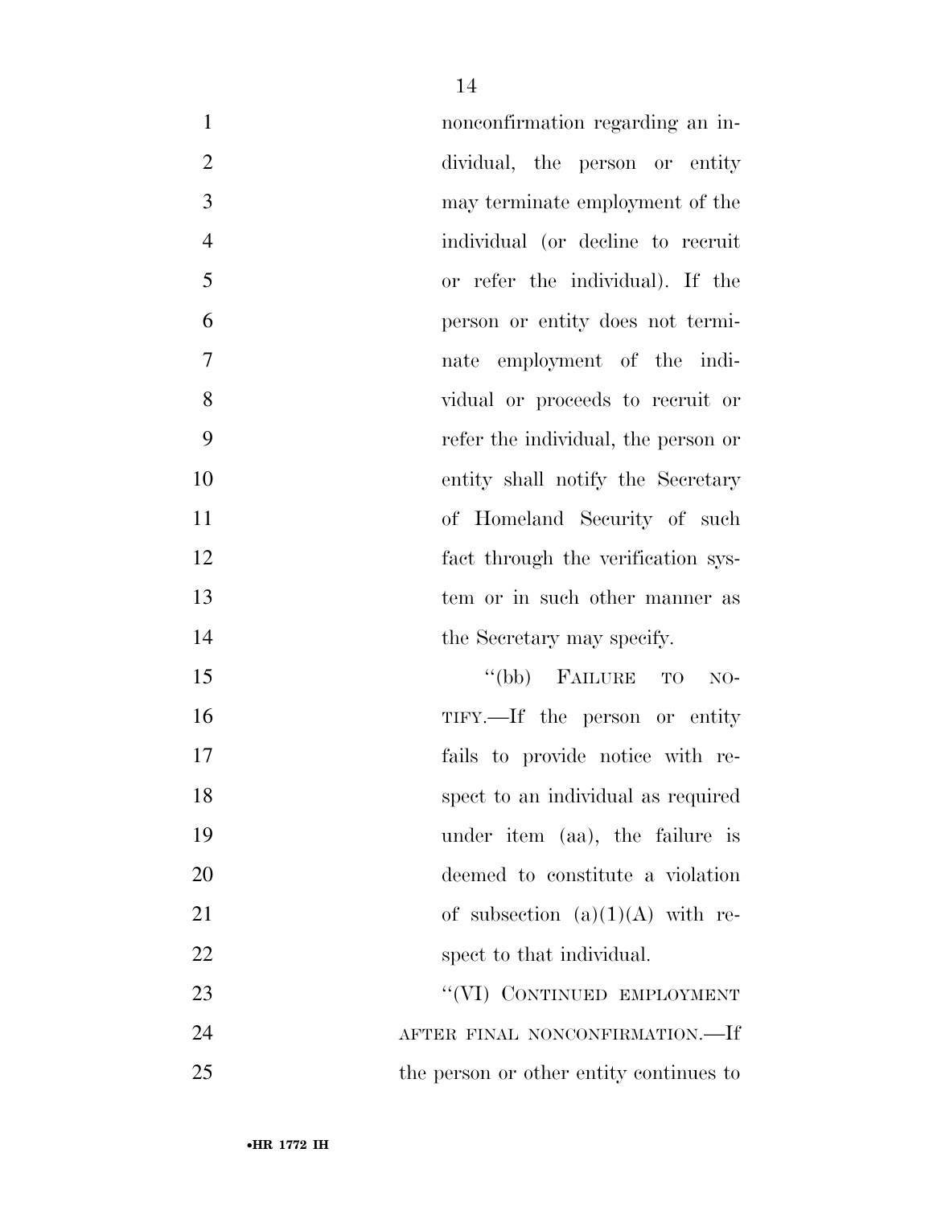nonconfirmation regarding an individual, the person or entity may terminate employment of the individual (or decline to recruit or refer the individual). If the person or entity does not terminate employment of the individual or proceeds to recruit or refer the individual, the person or entity shall notify the Secretary of Homeland Security of such fact through the verification system or in such other manner as the Secretary may specify.

"(bb) FAILURE TO NOTIFY.—If the person or entity fails to provide notice with respect to an individual as required under item (aa), the failure is deemed to constitute a violation of subsection (a)(1)(A) with respect to that individual.

"(VI) CONTINUED EMPLOYMENT AFTER FINAL NONCONFIRMATION.—If the person or other entity continues to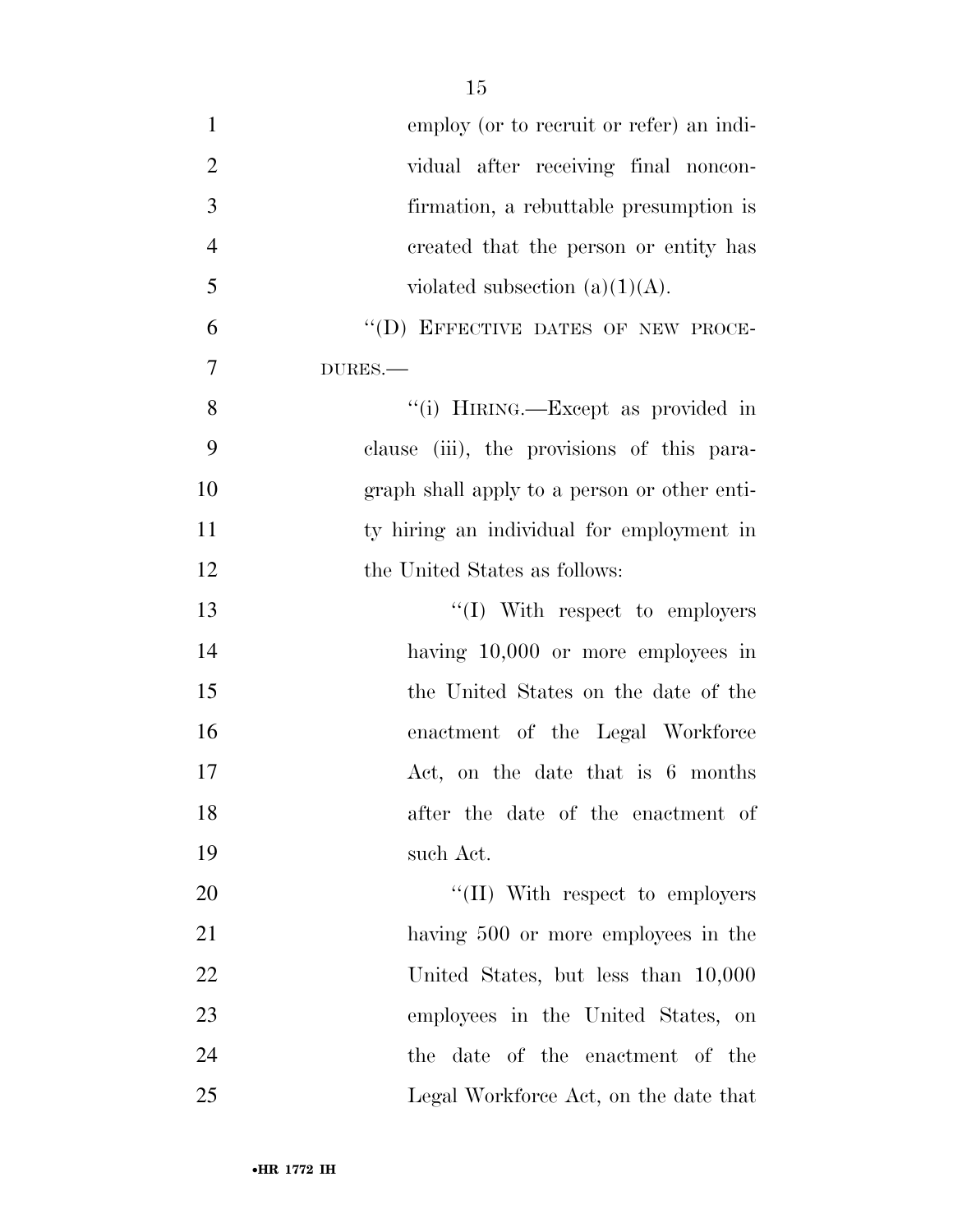employ (or to recruit or refer) an individual after receiving final nonconfirmation, a rebuttable presumption is created that the person or entity has violated subsection (a)(1)(A).

"(D) EFFECTIVE DATES OF NEW PROCEDURES.—

"(i) HIRING.—Except as provided in clause (iii), the provisions of this paragraph shall apply to a person or other entity hiring an individual for employment in the United States as follows:

"(I) With respect to employers having 10,000 or more employees in the United States on the date of the enactment of the Legal Workforce Act, on the date that is 6 months after the date of the enactment of such Act.

"(II) With respect to employers having 500 or more employees in the United States, but less than 10,000 employees in the United States, on the date of the enactment of the Legal Workforce Act, on the date that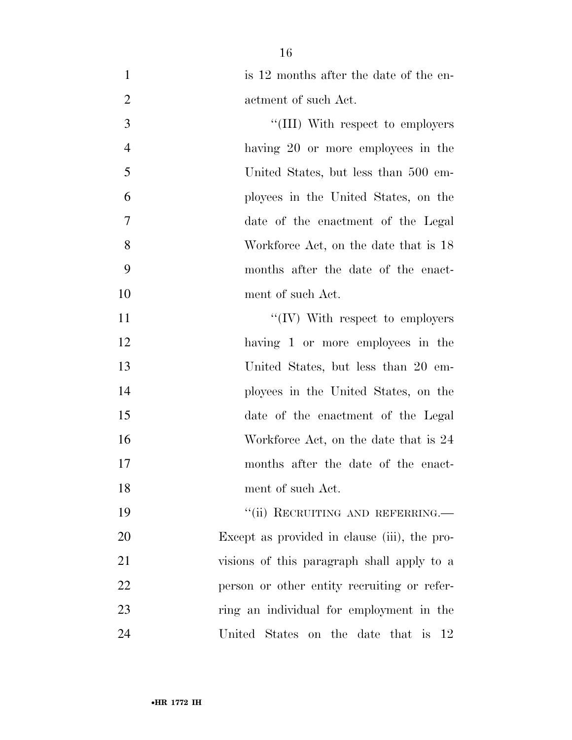is 12 months after the date of the enactment of such Act.

"(III) With respect to employers having 20 or more employees in the United States, but less than 500 employees in the United States, on the date of the enactment of the Legal Workforce Act, on the date that is 18 months after the date of the enactment of such Act.

"(IV) With respect to employers having 1 or more employees in the United States, but less than 20 employees in the United States, on the date of the enactment of the Legal Workforce Act, on the date that is 24 months after the date of the enactment of such Act.

"(ii) RECRUITING AND REFERRING.— Except as provided in clause (iii), the provisions of this paragraph shall apply to a person or other entity recruiting or referring an individual for employment in the United States on the date that is 12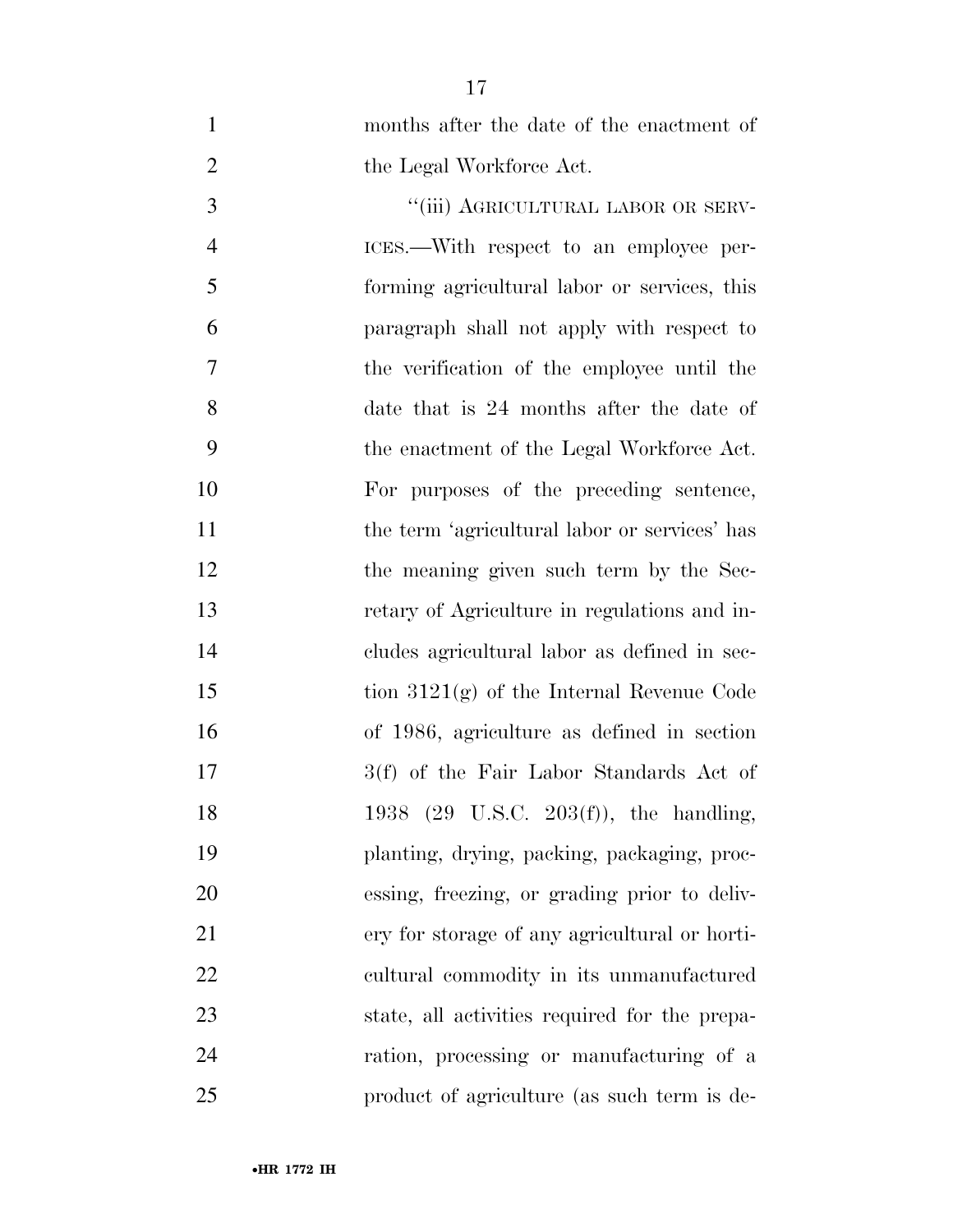months after the date of the enactment of the Legal Workforce Act.

"(iii) AGRICULTURAL LABOR OR SERVICES.—With respect to an employee performing agricultural labor or services, this paragraph shall not apply with respect to the verification of the employee until the date that is 24 months after the date of the enactment of the Legal Workforce Act. For purposes of the preceding sentence, the term 'agricultural labor or services' has the meaning given such term by the Secretary of Agriculture in regulations and includes agricultural labor as defined in section 3121(g) of the Internal Revenue Code of 1986, agriculture as defined in section 3(f) of the Fair Labor Standards Act of 1938 (29 U.S.C. 203(f)), the handling, planting, drying, packing, packaging, processing, freezing, or grading prior to delivery for storage of any agricultural or horticultural commodity in its unmanufactured state, all activities required for the preparation, processing or manufacturing of a product of agriculture (as such term is de-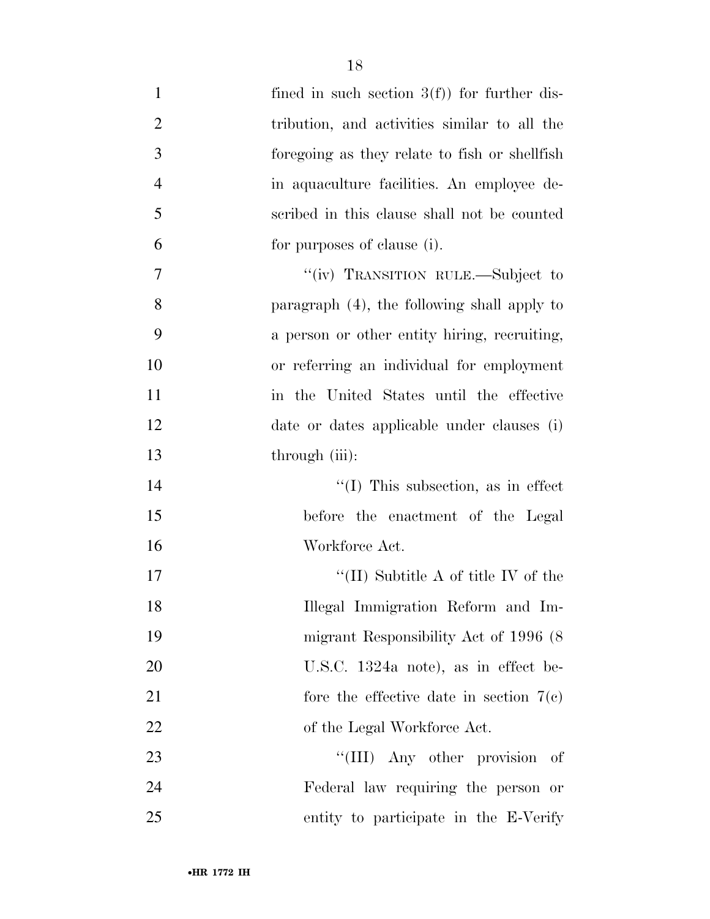fined in such section 3(f)) for further distribution, and activities similar to all the foregoing as they relate to fish or shellfish in aquaculture facilities. An employee described in this clause shall not be counted for purposes of clause (i).

"(iv) TRANSITION RULE.—Subject to paragraph (4), the following shall apply to a person or other entity hiring, recruiting, or referring an individual for employment in the United States until the effective date or dates applicable under clauses (i) through (iii):

"(I) This subsection, as in effect before the enactment of the Legal Workforce Act.

"(II) Subtitle A of title IV of the Illegal Immigration Reform and Immigrant Responsibility Act of 1996 (8 U.S.C. 1324a note), as in effect before the effective date in section 7(c) of the Legal Workforce Act.

"(III) Any other provision of Federal law requiring the person or entity to participate in the E-Verify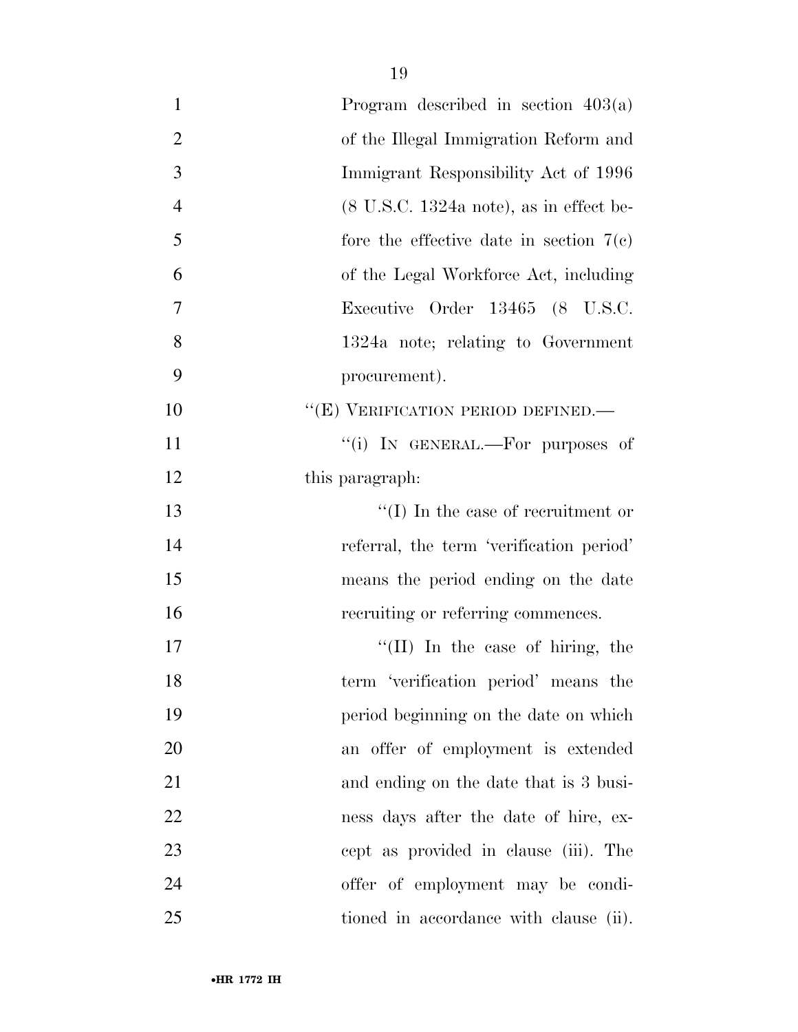Program described in section 403(a) of the Illegal Immigration Reform and Immigrant Responsibility Act of 1996 (8 U.S.C. 1324a note), as in effect before the effective date in section 7(c) of the Legal Workforce Act, including Executive Order 13465 (8 U.S.C. 1324a note; relating to Government procurement).

"(E) VERIFICATION PERIOD DEFINED.—

"(i) IN GENERAL.—For purposes of this paragraph:

"(I) In the case of recruitment or referral, the term 'verification period' means the period ending on the date recruiting or referring commences.

"(II) In the case of hiring, the term 'verification period' means the period beginning on the date on which an offer of employment is extended and ending on the date that is 3 business days after the date of hire, except as provided in clause (iii). The offer of employment may be conditioned in accordance with clause (ii).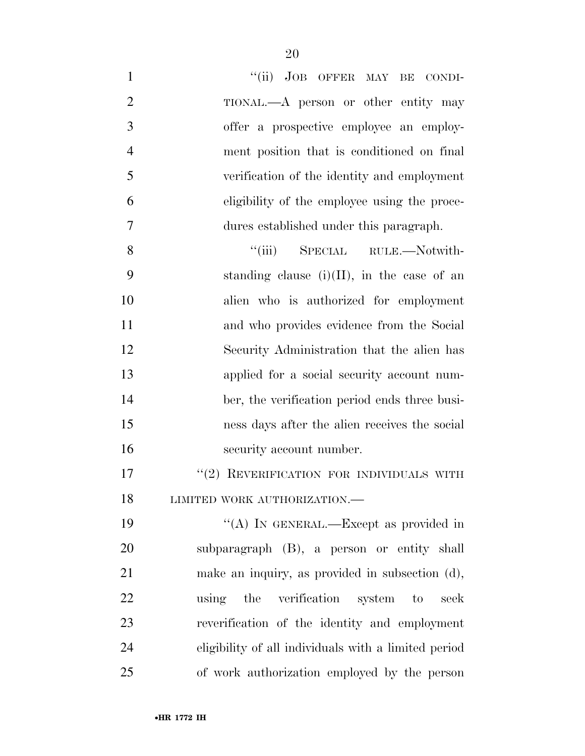"(ii) JOB OFFER MAY BE CONDITIONAL.—A person or other entity may offer a prospective employee an employment position that is conditioned on final verification of the identity and employment eligibility of the employee using the procedures established under this paragraph.

"(iii) SPECIAL RULE.—Notwithstanding clause (i)(II), in the case of an alien who is authorized for employment and who provides evidence from the Social Security Administration that the alien has applied for a social security account number, the verification period ends three business days after the alien receives the social security account number.

"(2) REVERIFICATION FOR INDIVIDUALS WITH LIMITED WORK AUTHORIZATION.—

"(A) IN GENERAL.—Except as provided in subparagraph (B), a person or entity shall make an inquiry, as provided in subsection (d), using the verification system to seek reverification of the identity and employment eligibility of all individuals with a limited period of work authorization employed by the person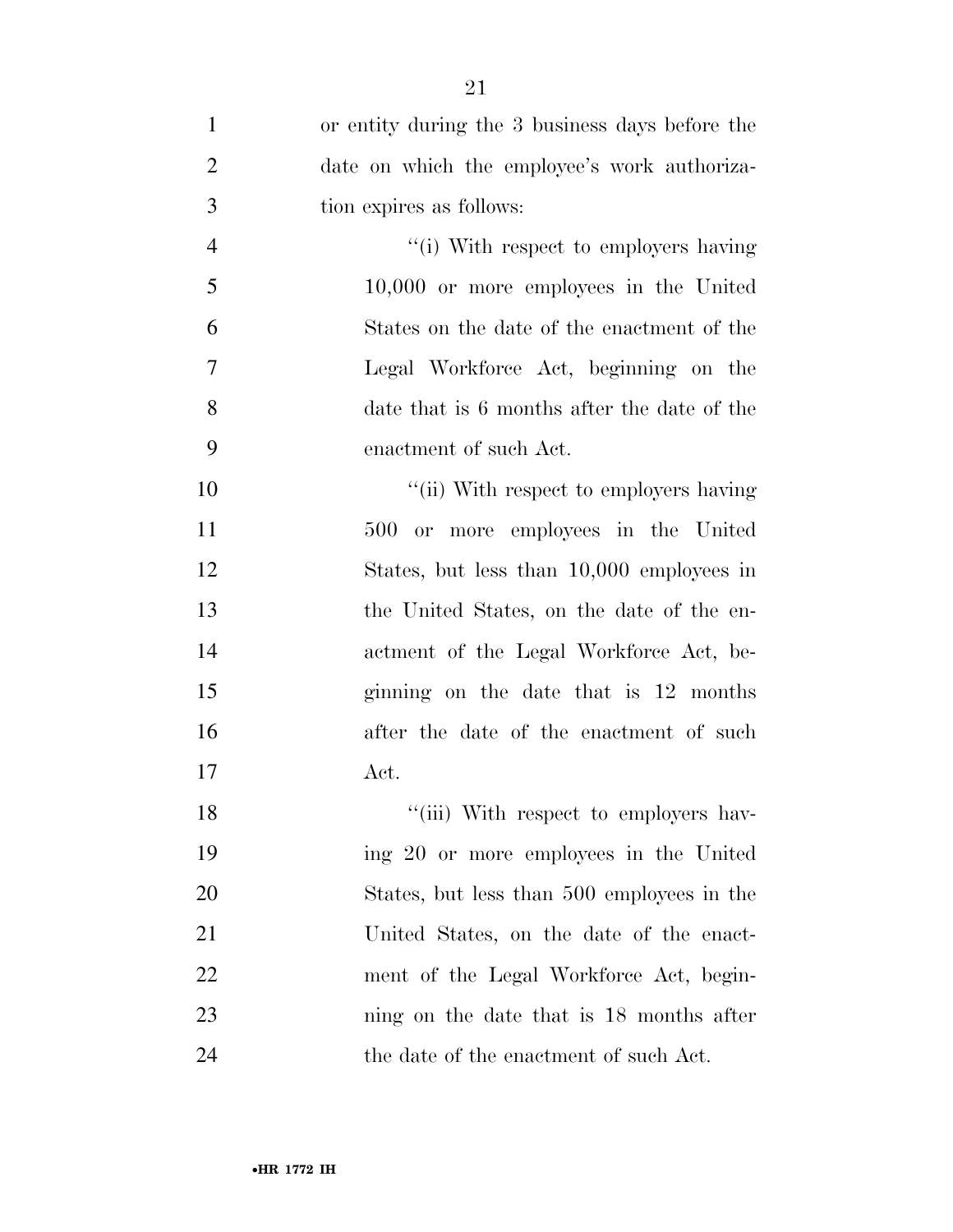or entity during the 3 business days before the date on which the employee's work authorization expires as follows:

"(i) With respect to employers having 10,000 or more employees in the United States on the date of the enactment of the Legal Workforce Act, beginning on the date that is 6 months after the date of the enactment of such Act.

"(ii) With respect to employers having 500 or more employees in the United States, but less than 10,000 employees in the United States, on the date of the enactment of the Legal Workforce Act, beginning on the date that is 12 months after the date of the enactment of such Act.

"(iii) With respect to employers having 20 or more employees in the United States, but less than 500 employees in the United States, on the date of the enactment of the Legal Workforce Act, beginning on the date that is 18 months after the date of the enactment of such Act.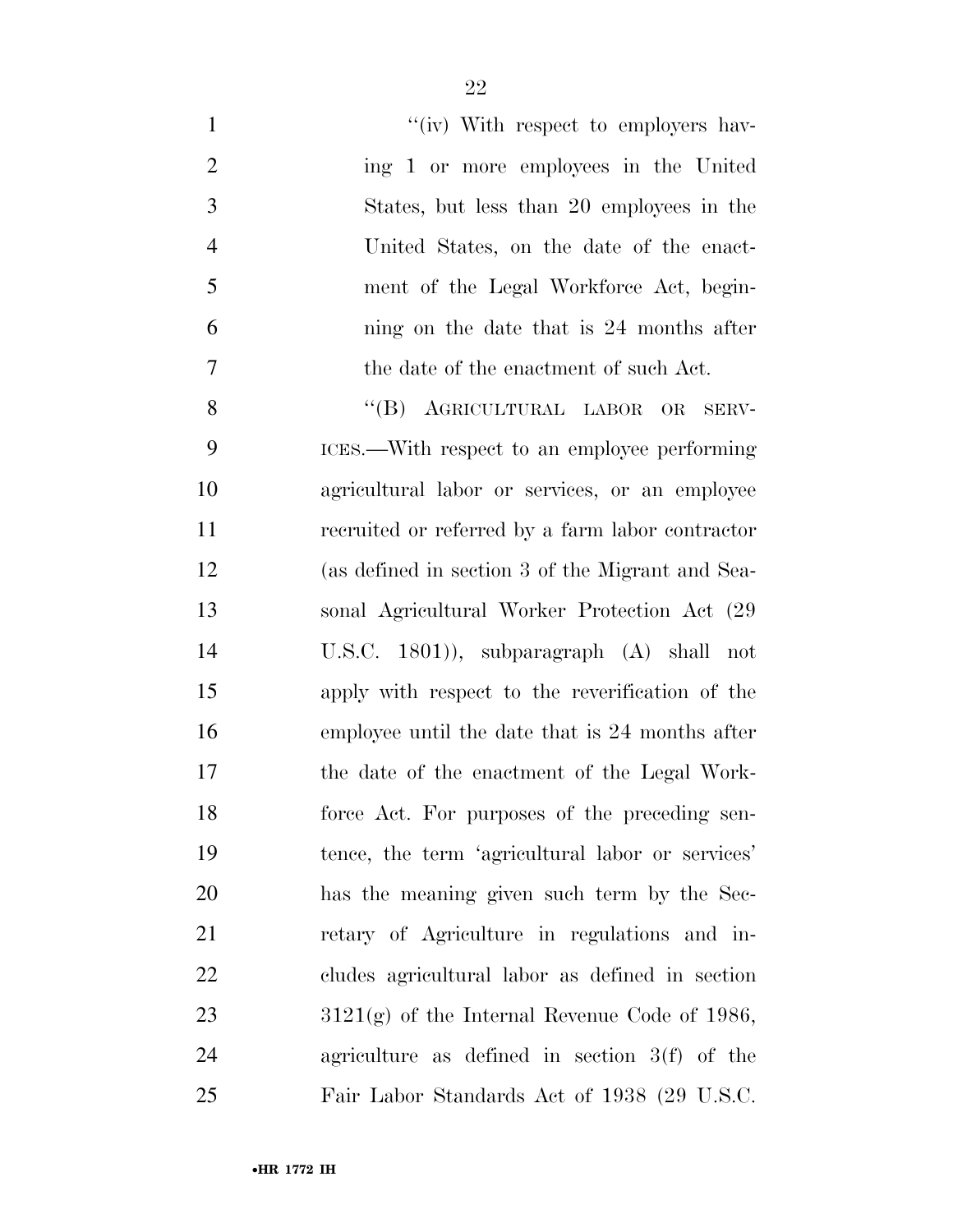''(iv) With respect to employers having 1 or more employees in the United States, but less than 20 employees in the United States, on the date of the enactment of the Legal Workforce Act, beginning on the date that is 24 months after the date of the enactment of such Act.

''(B) AGRICULTURAL LABOR OR SERVICES.—With respect to an employee performing agricultural labor or services, or an employee recruited or referred by a farm labor contractor (as defined in section 3 of the Migrant and Seasonal Agricultural Worker Protection Act (29 U.S.C. 1801)), subparagraph (A) shall not apply with respect to the reverification of the employee until the date that is 24 months after the date of the enactment of the Legal Workforce Act. For purposes of the preceding sentence, the term 'agricultural labor or services' has the meaning given such term by the Secretary of Agriculture in regulations and includes agricultural labor as defined in section 3121(g) of the Internal Revenue Code of 1986, agriculture as defined in section 3(f) of the Fair Labor Standards Act of 1938 (29 U.S.C.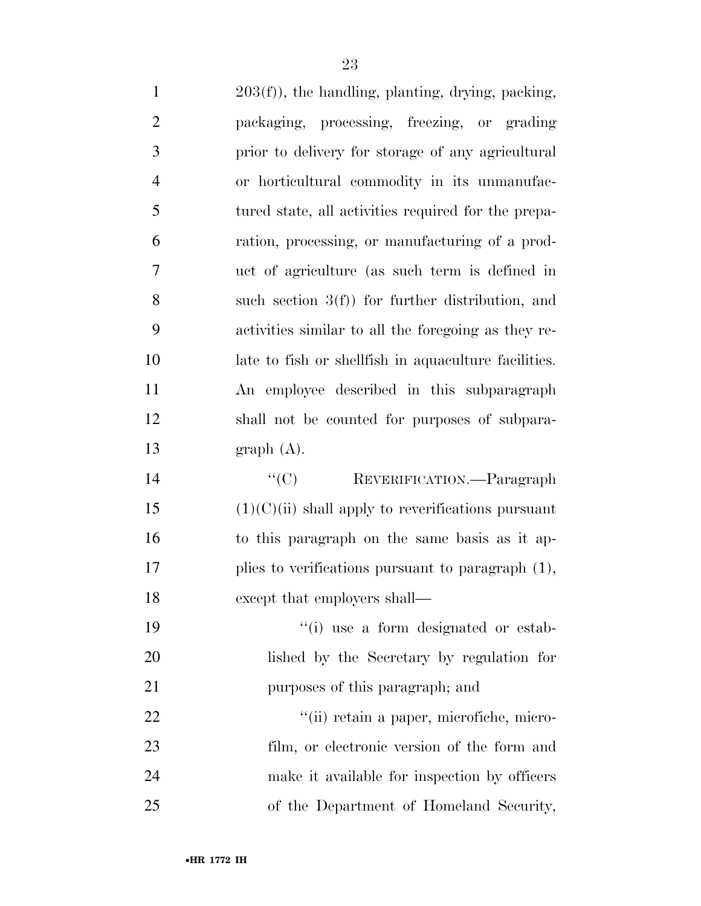203(f)), the handling, planting, drying, packing, packaging, processing, freezing, or grading prior to delivery for storage of any agricultural or horticultural commodity in its unmanufactured state, all activities required for the preparation, processing, or manufacturing of a product of agriculture (as such term is defined in such section 3(f)) for further distribution, and activities similar to all the foregoing as they relate to fish or shellfish in aquaculture facilities. An employee described in this subparagraph shall not be counted for purposes of subparagraph (A).

"(C) REVERIFICATION.—Paragraph (1)(C)(ii) shall apply to reverifications pursuant to this paragraph on the same basis as it applies to verifications pursuant to paragraph (1), except that employers shall—

"(i) use a form designated or established by the Secretary by regulation for purposes of this paragraph; and

"(ii) retain a paper, microfiche, microfilm, or electronic version of the form and make it available for inspection by officers of the Department of Homeland Security,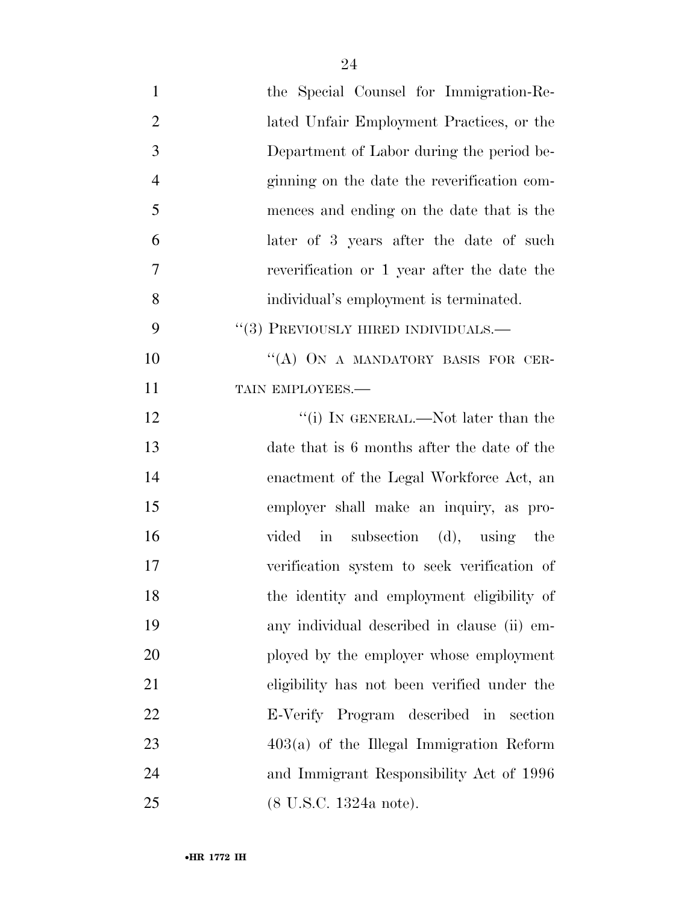the Special Counsel for Immigration-Related Unfair Employment Practices, or the Department of Labor during the period beginning on the date the reverification commences and ending on the date that is the later of 3 years after the date of such reverification or 1 year after the date the individual's employment is terminated.

"(3) PREVIOUSLY HIRED INDIVIDUALS.—

"(A) ON A MANDATORY BASIS FOR CERTAIN EMPLOYEES.—

"(i) IN GENERAL.—Not later than the date that is 6 months after the date of the enactment of the Legal Workforce Act, an employer shall make an inquiry, as provided in subsection (d), using the verification system to seek verification of the identity and employment eligibility of any individual described in clause (ii) employed by the employer whose employment eligibility has not been verified under the E-Verify Program described in section 403(a) of the Illegal Immigration Reform and Immigrant Responsibility Act of 1996 (8 U.S.C. 1324a note).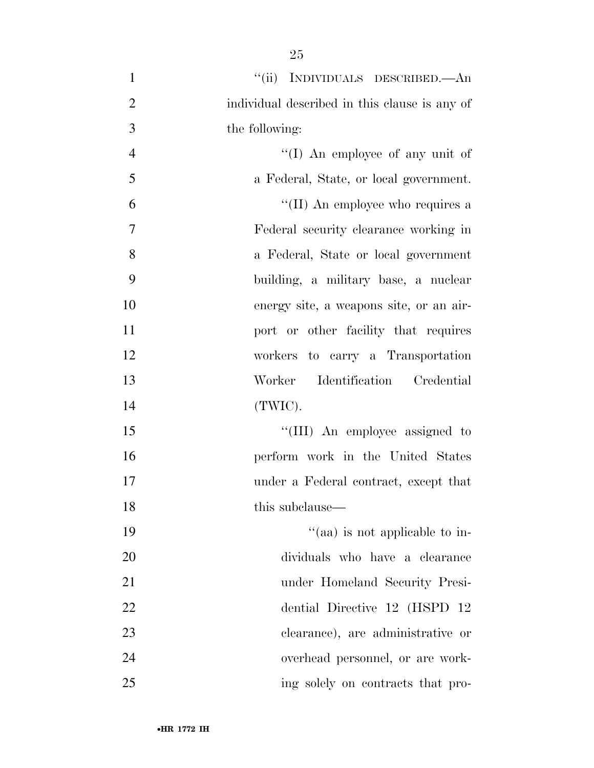"(ii) INDIVIDUALS DESCRIBED.—An individual described in this clause is any of the following:

"(I) An employee of any unit of a Federal, State, or local government.

"(II) An employee who requires a Federal security clearance working in a Federal, State or local government building, a military base, a nuclear energy site, a weapons site, or an airport or other facility that requires workers to carry a Transportation Worker Identification Credential (TWIC).

"(III) An employee assigned to perform work in the United States under a Federal contract, except that this subclause—

"(aa) is not applicable to individuals who have a clearance under Homeland Security Presidential Directive 12 (HSPD 12 clearance), are administrative or overhead personnel, or are working solely on contracts that pro-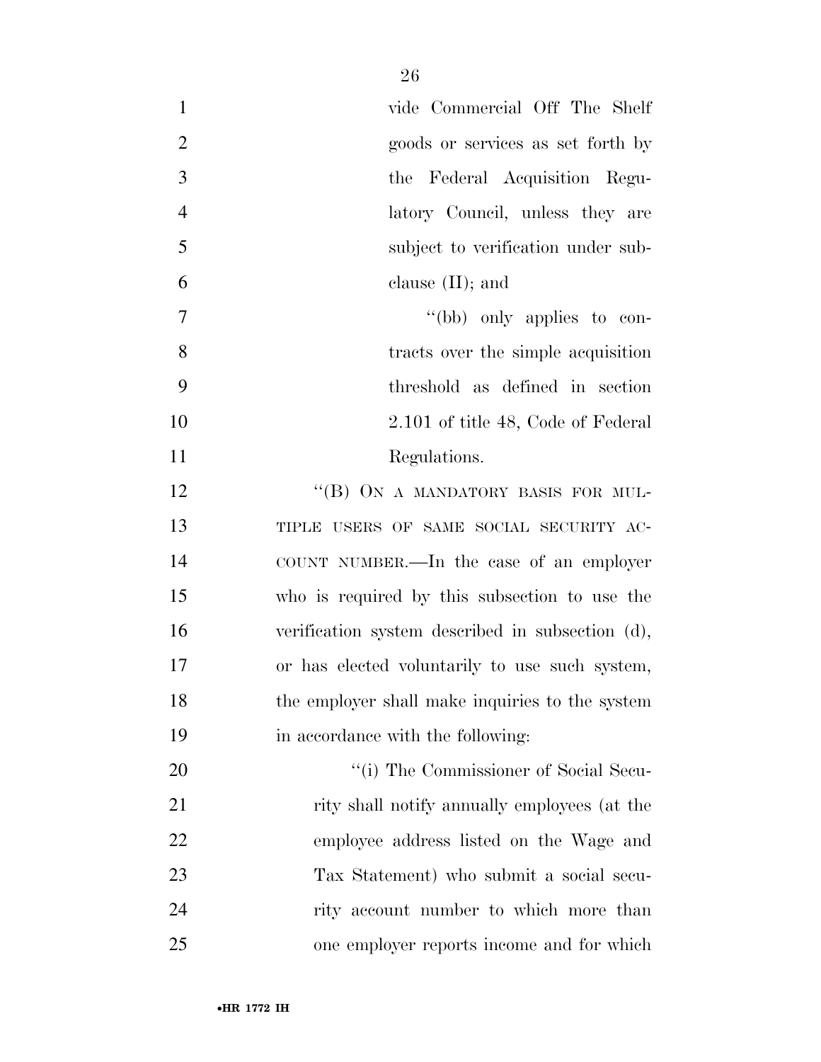vide Commercial Off The Shelf goods or services as set forth by the Federal Acquisition Regulatory Council, unless they are subject to verification under subclause (II); and

"(bb) only applies to contracts over the simple acquisition threshold as defined in section 2.101 of title 48, Code of Federal Regulations.

"(B) ON A MANDATORY BASIS FOR MULTIPLE USERS OF SAME SOCIAL SECURITY ACCOUNT NUMBER.—In the case of an employer who is required by this subsection to use the verification system described in subsection (d), or has elected voluntarily to use such system, the employer shall make inquiries to the system in accordance with the following:

"(i) The Commissioner of Social Security shall notify annually employees (at the employee address listed on the Wage and Tax Statement) who submit a social security account number to which more than one employer reports income and for which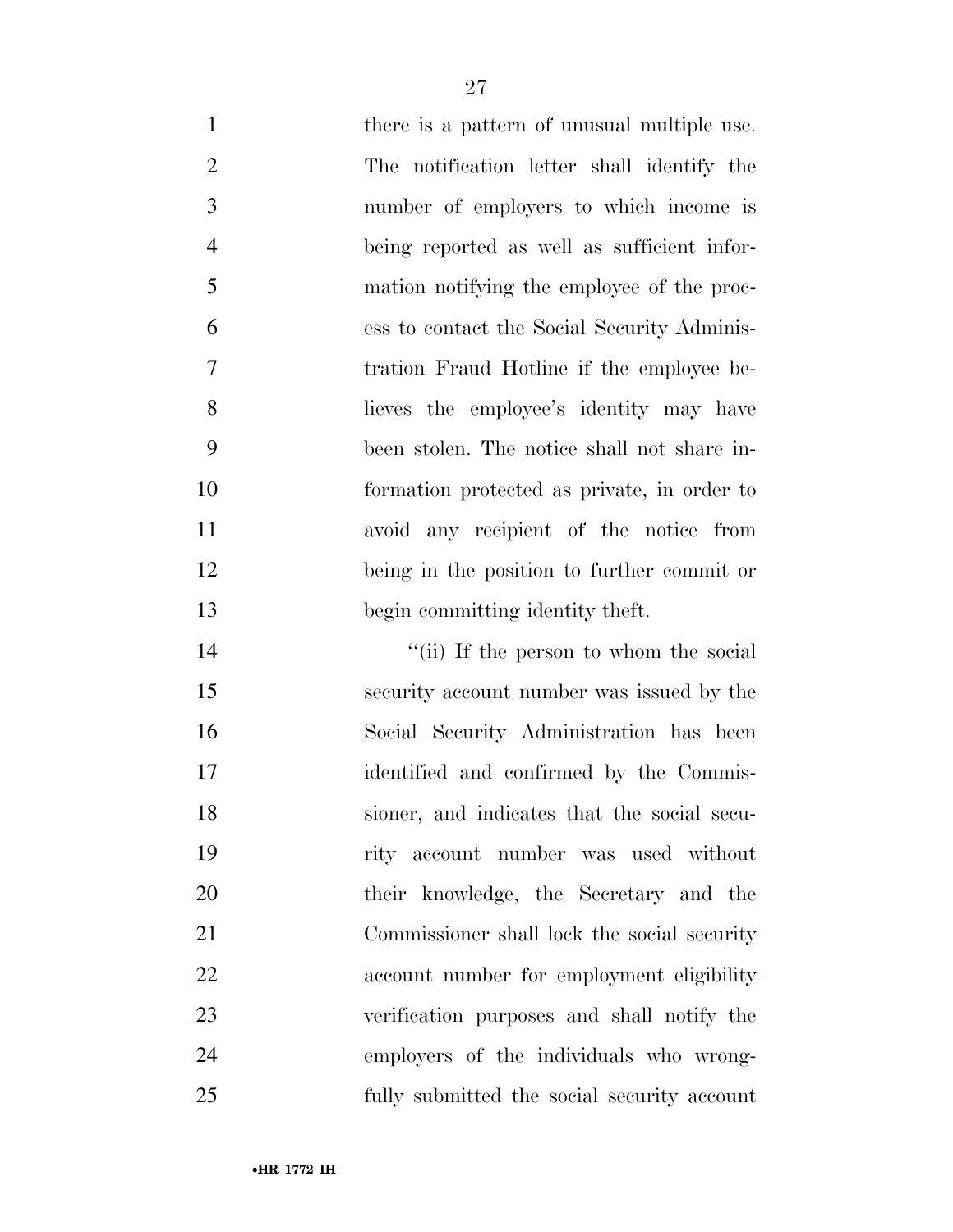there is a pattern of unusual multiple use. The notification letter shall identify the number of employers to which income is being reported as well as sufficient information notifying the employee of the process to contact the Social Security Administration Fraud Hotline if the employee believes the employee's identity may have been stolen. The notice shall not share information protected as private, in order to avoid any recipient of the notice from being in the position to further commit or begin committing identity theft.

''(ii) If the person to whom the social security account number was issued by the Social Security Administration has been identified and confirmed by the Commissioner, and indicates that the social security account number was used without their knowledge, the Secretary and the Commissioner shall lock the social security account number for employment eligibility verification purposes and shall notify the employers of the individuals who wrongfully submitted the social security account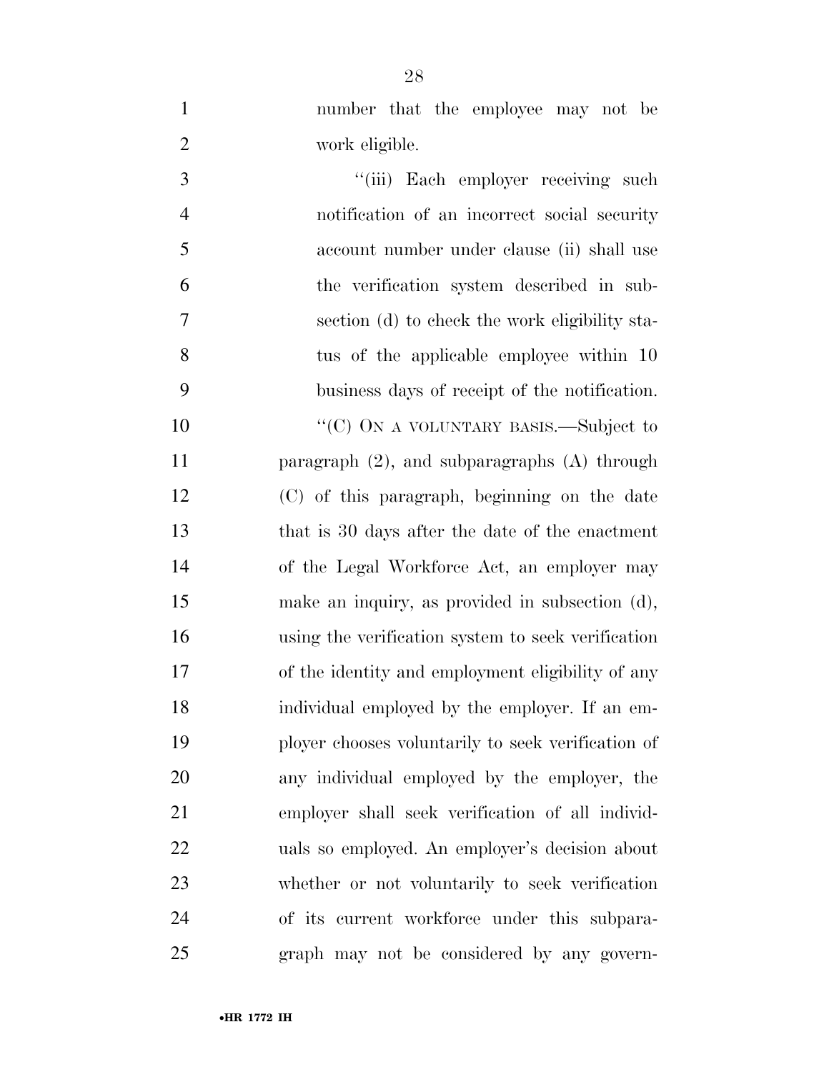number that the employee may not be work eligible.

"(iii) Each employer receiving such notification of an incorrect social security account number under clause (ii) shall use the verification system described in subsection (d) to check the work eligibility status of the applicable employee within 10 business days of receipt of the notification.

"(C) ON A VOLUNTARY BASIS.—Subject to paragraph (2), and subparagraphs (A) through (C) of this paragraph, beginning on the date that is 30 days after the date of the enactment of the Legal Workforce Act, an employer may make an inquiry, as provided in subsection (d), using the verification system to seek verification of the identity and employment eligibility of any individual employed by the employer. If an employer chooses voluntarily to seek verification of any individual employed by the employer, the employer shall seek verification of all individuals so employed. An employer's decision about whether or not voluntarily to seek verification of its current workforce under this subparagraph may not be considered by any govern-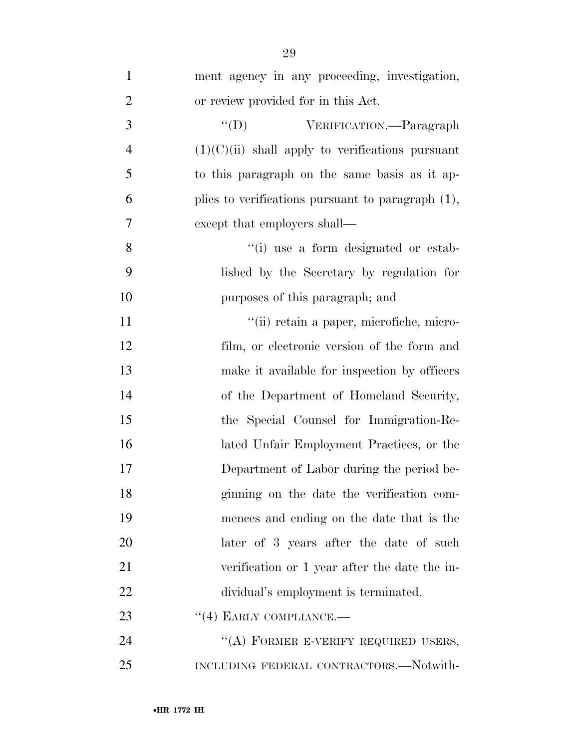ment agency in any proceeding, investigation, or review provided for in this Act.

''(D) VERIFICATION.—Paragraph (1)(C)(ii) shall apply to verifications pursuant to this paragraph on the same basis as it applies to verifications pursuant to paragraph (1), except that employers shall—

''(i) use a form designated or established by the Secretary by regulation for purposes of this paragraph; and

''(ii) retain a paper, microfiche, microfilm, or electronic version of the form and make it available for inspection by officers of the Department of Homeland Security, the Special Counsel for Immigration-Related Unfair Employment Practices, or the Department of Labor during the period beginning on the date the verification commences and ending on the date that is the later of 3 years after the date of such verification or 1 year after the date the individual's employment is terminated.

''(4) EARLY COMPLIANCE.—

''(A) FORMER E-VERIFY REQUIRED USERS, INCLUDING FEDERAL CONTRACTORS.—Notwith-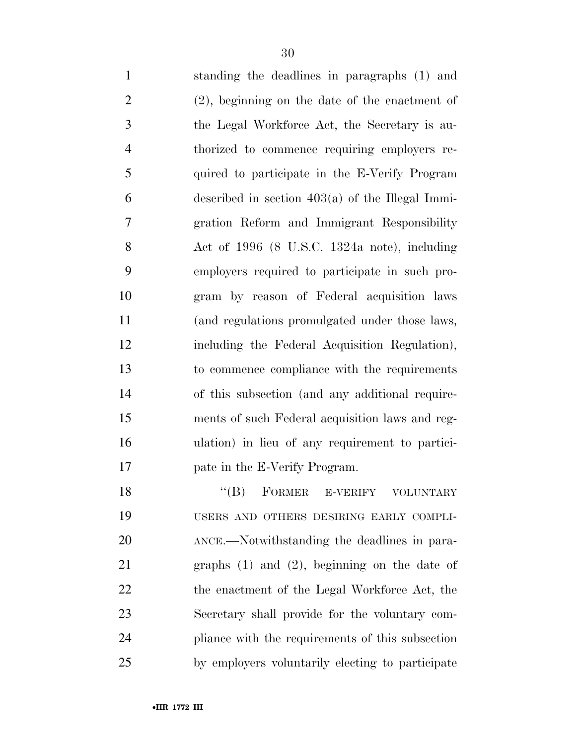standing the deadlines in paragraphs (1) and (2), beginning on the date of the enactment of the Legal Workforce Act, the Secretary is authorized to commence requiring employers required to participate in the E-Verify Program described in section 403(a) of the Illegal Immigration Reform and Immigrant Responsibility Act of 1996 (8 U.S.C. 1324a note), including employers required to participate in such program by reason of Federal acquisition laws (and regulations promulgated under those laws, including the Federal Acquisition Regulation), to commence compliance with the requirements of this subsection (and any additional requirements of such Federal acquisition laws and regulation) in lieu of any requirement to participate in the E-Verify Program.

"(B) FORMER E-VERIFY VOLUNTARY USERS AND OTHERS DESIRING EARLY COMPLIANCE.—Notwithstanding the deadlines in paragraphs (1) and (2), beginning on the date of the enactment of the Legal Workforce Act, the Secretary shall provide for the voluntary compliance with the requirements of this subsection by employers voluntarily electing to participate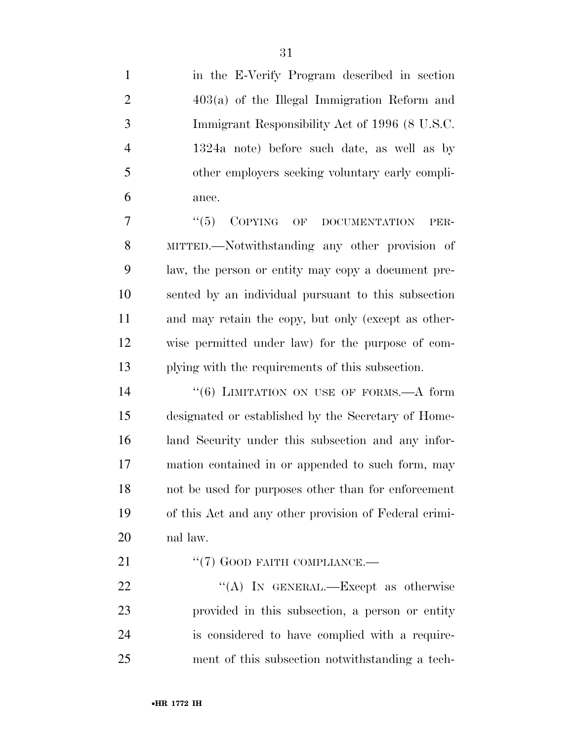in the E-Verify Program described in section 403(a) of the Illegal Immigration Reform and Immigrant Responsibility Act of 1996 (8 U.S.C. 1324a note) before such date, as well as by other employers seeking voluntary early compliance.

"(5) COPYING OF DOCUMENTATION PERMITTED.—Notwithstanding any other provision of law, the person or entity may copy a document presented by an individual pursuant to this subsection and may retain the copy, but only (except as otherwise permitted under law) for the purpose of complying with the requirements of this subsection.

"(6) LIMITATION ON USE OF FORMS.—A form designated or established by the Secretary of Homeland Security under this subsection and any information contained in or appended to such form, may not be used for purposes other than for enforcement of this Act and any other provision of Federal criminal law.

"(7) GOOD FAITH COMPLIANCE.—

"(A) IN GENERAL.—Except as otherwise provided in this subsection, a person or entity is considered to have complied with a requirement of this subsection notwithstanding a tech-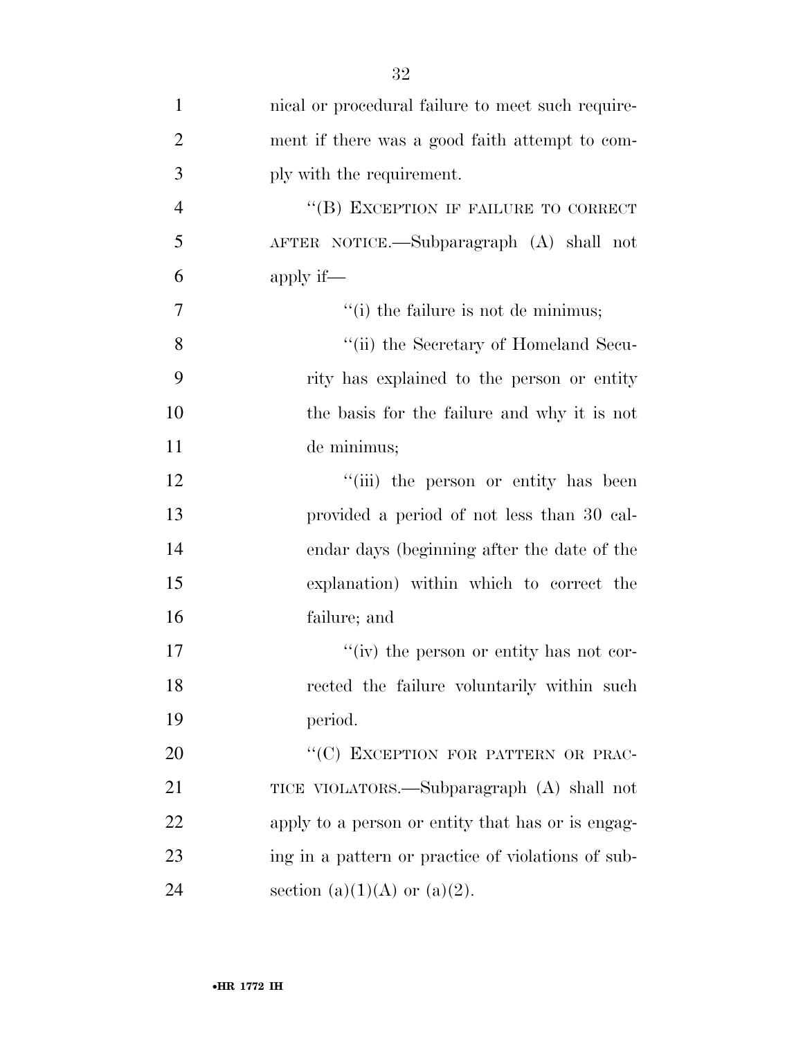nical or procedural failure to meet such requirement if there was a good faith attempt to comply with the requirement.

"(B) EXCEPTION IF FAILURE TO CORRECT AFTER NOTICE.—Subparagraph (A) shall not apply if—

"(i) the failure is not de minimus;

"(ii) the Secretary of Homeland Security has explained to the person or entity the basis for the failure and why it is not de minimus;

"(iii) the person or entity has been provided a period of not less than 30 calendar days (beginning after the date of the explanation) within which to correct the failure; and

"(iv) the person or entity has not corrected the failure voluntarily within such period.

"(C) EXCEPTION FOR PATTERN OR PRACTICE VIOLATORS.—Subparagraph (A) shall not apply to a person or entity that has or is engaging in a pattern or practice of violations of subsection (a)(1)(A) or (a)(2).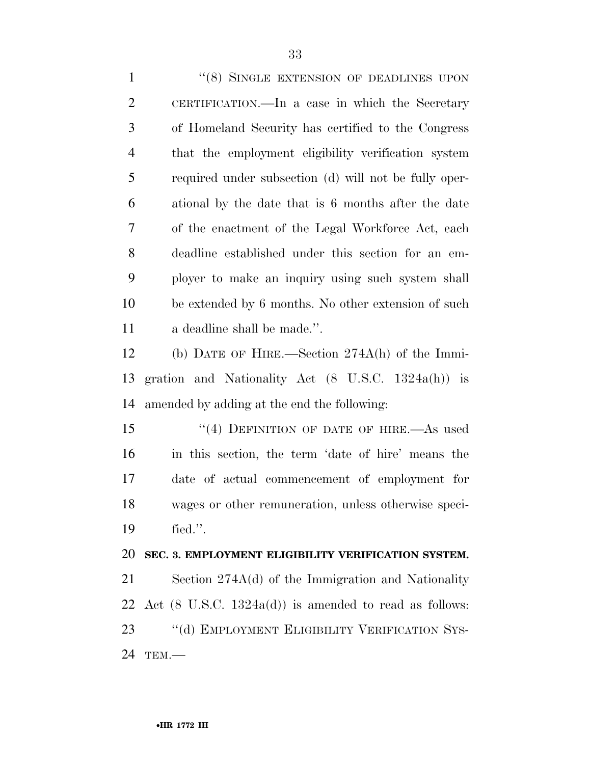"(8) SINGLE EXTENSION OF DEADLINES UPON CERTIFICATION.—In a case in which the Secretary of Homeland Security has certified to the Congress that the employment eligibility verification system required under subsection (d) will not be fully operational by the date that is 6 months after the date of the enactment of the Legal Workforce Act, each deadline established under this section for an employer to make an inquiry using such system shall be extended by 6 months. No other extension of such a deadline shall be made.".

(b) DATE OF HIRE.—Section 274A(h) of the Immigration and Nationality Act (8 U.S.C. 1324a(h)) is amended by adding at the end the following:

"(4) DEFINITION OF DATE OF HIRE.—As used in this section, the term 'date of hire' means the date of actual commencement of employment for wages or other remuneration, unless otherwise specified.".

**SEC. 3. EMPLOYMENT ELIGIBILITY VERIFICATION SYSTEM.**

Section 274A(d) of the Immigration and Nationality Act (8 U.S.C. 1324a(d)) is amended to read as follows:

"(d) EMPLOYMENT ELIGIBILITY VERIFICATION SYSTEM.—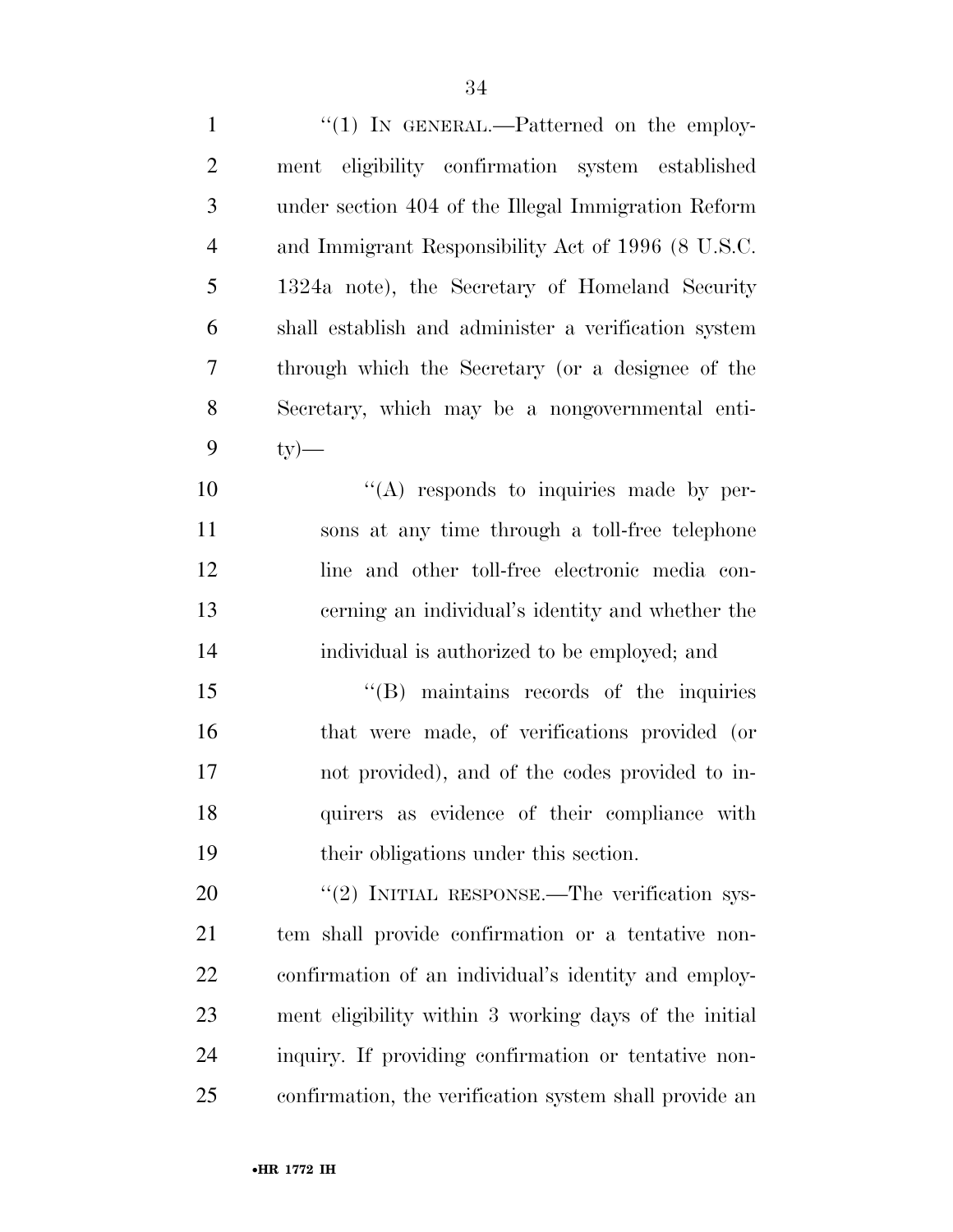''(1) IN GENERAL.—Patterned on the employment eligibility confirmation system established under section 404 of the Illegal Immigration Reform and Immigrant Responsibility Act of 1996 (8 U.S.C. 1324a note), the Secretary of Homeland Security shall establish and administer a verification system through which the Secretary (or a designee of the Secretary, which may be a nongovernmental entity)—

''(A) responds to inquiries made by persons at any time through a toll-free telephone line and other toll-free electronic media concerning an individual's identity and whether the individual is authorized to be employed; and

''(B) maintains records of the inquiries that were made, of verifications provided (or not provided), and of the codes provided to inquirers as evidence of their compliance with their obligations under this section.

''(2) INITIAL RESPONSE.—The verification system shall provide confirmation or a tentative nonconfirmation of an individual's identity and employment eligibility within 3 working days of the initial inquiry. If providing confirmation or tentative nonconfirmation, the verification system shall provide an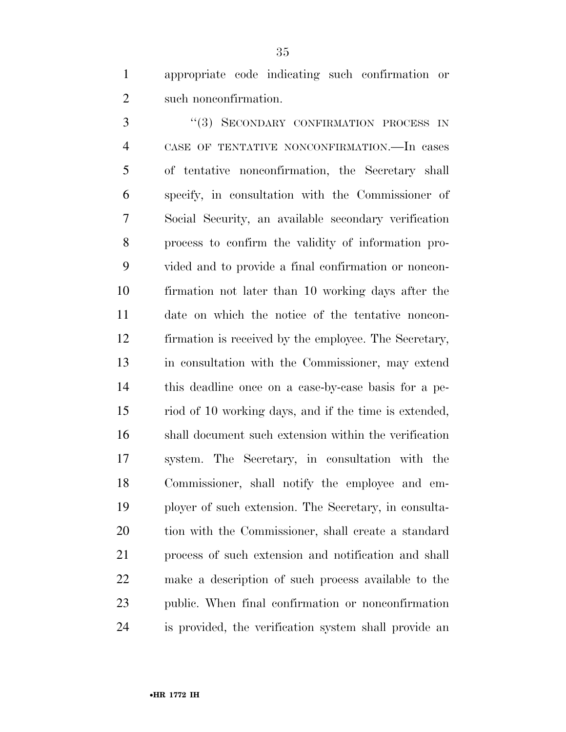appropriate code indicating such confirmation or such nonconfirmation.

"(3) SECONDARY CONFIRMATION PROCESS IN CASE OF TENTATIVE NONCONFIRMATION.—In cases of tentative nonconfirmation, the Secretary shall specify, in consultation with the Commissioner of Social Security, an available secondary verification process to confirm the validity of information provided and to provide a final confirmation or nonconfirmation not later than 10 working days after the date on which the notice of the tentative nonconfirmation is received by the employee. The Secretary, in consultation with the Commissioner, may extend this deadline once on a case-by-case basis for a period of 10 working days, and if the time is extended, shall document such extension within the verification system. The Secretary, in consultation with the Commissioner, shall notify the employee and employer of such extension. The Secretary, in consultation with the Commissioner, shall create a standard process of such extension and notification and shall make a description of such process available to the public. When final confirmation or nonconfirmation is provided, the verification system shall provide an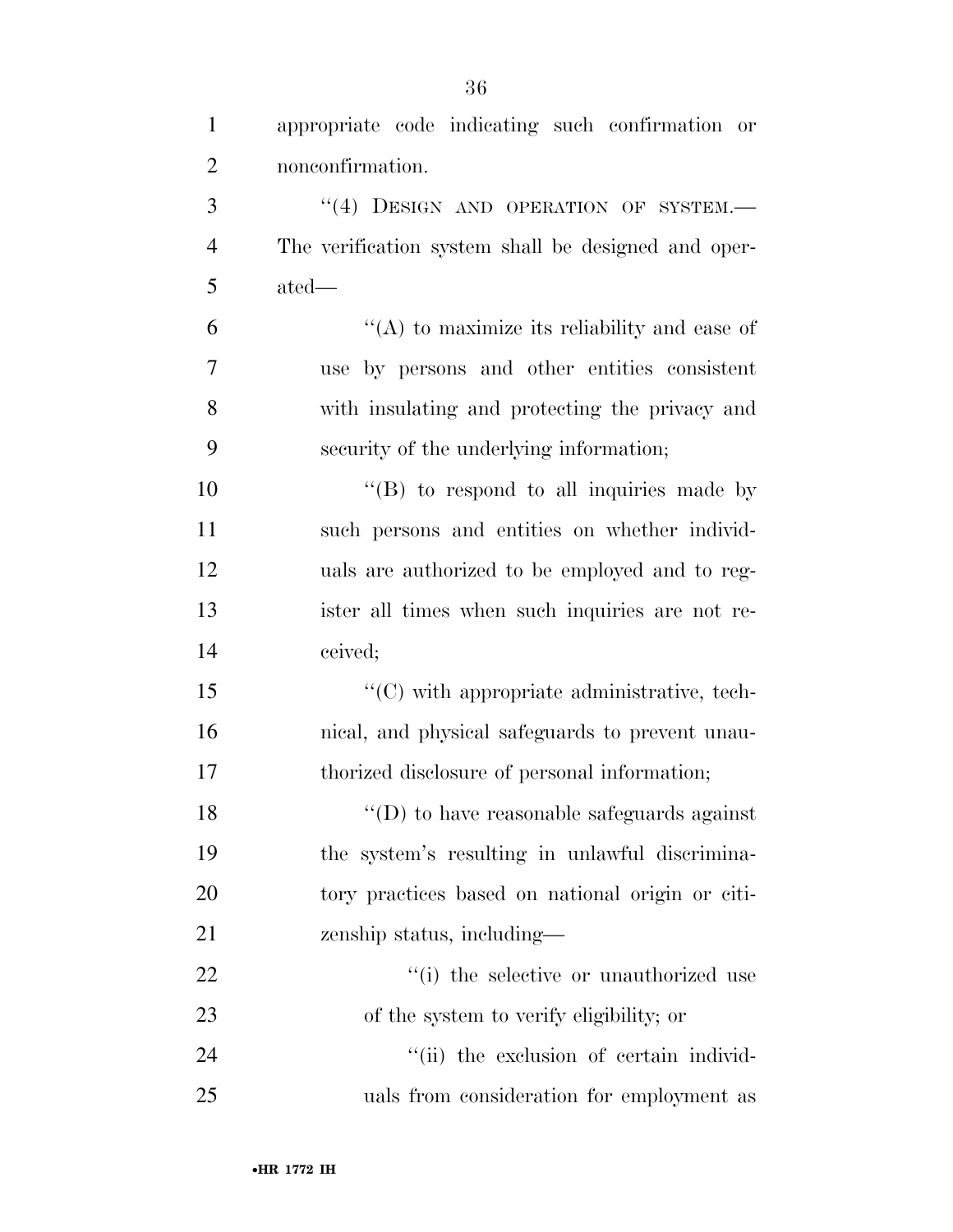appropriate code indicating such confirmation or nonconfirmation.

''(4) DESIGN AND OPERATION OF SYSTEM.—The verification system shall be designed and operated—

''(A) to maximize its reliability and ease of use by persons and other entities consistent with insulating and protecting the privacy and security of the underlying information;

''(B) to respond to all inquiries made by such persons and entities on whether individuals are authorized to be employed and to register all times when such inquiries are not received;

''(C) with appropriate administrative, technical, and physical safeguards to prevent unauthorized disclosure of personal information;

''(D) to have reasonable safeguards against the system's resulting in unlawful discriminatory practices based on national origin or citizenship status, including—

''(i) the selective or unauthorized use of the system to verify eligibility; or

''(ii) the exclusion of certain individuals from consideration for employment as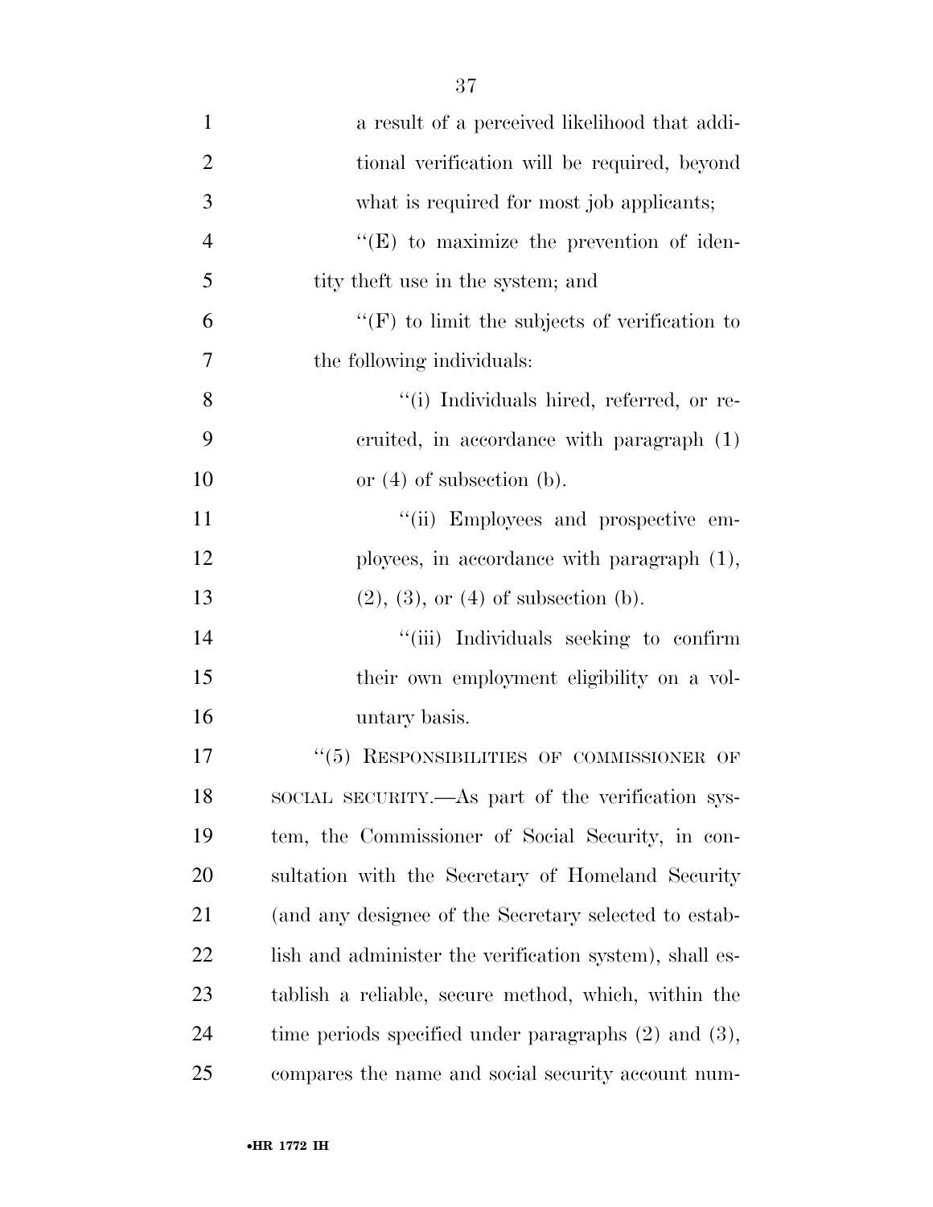a result of a perceived likelihood that additional verification will be required, beyond what is required for most job applicants;

"(E) to maximize the prevention of identity theft use in the system; and

"(F) to limit the subjects of verification to the following individuals:

"(i) Individuals hired, referred, or recruited, in accordance with paragraph (1) or (4) of subsection (b).

"(ii) Employees and prospective employees, in accordance with paragraph (1), (2), (3), or (4) of subsection (b).

"(iii) Individuals seeking to confirm their own employment eligibility on a voluntary basis.

"(5) RESPONSIBILITIES OF COMMISSIONER OF SOCIAL SECURITY.—As part of the verification system, the Commissioner of Social Security, in consultation with the Secretary of Homeland Security (and any designee of the Secretary selected to establish and administer the verification system), shall establish a reliable, secure method, which, within the time periods specified under paragraphs (2) and (3), compares the name and social security account num-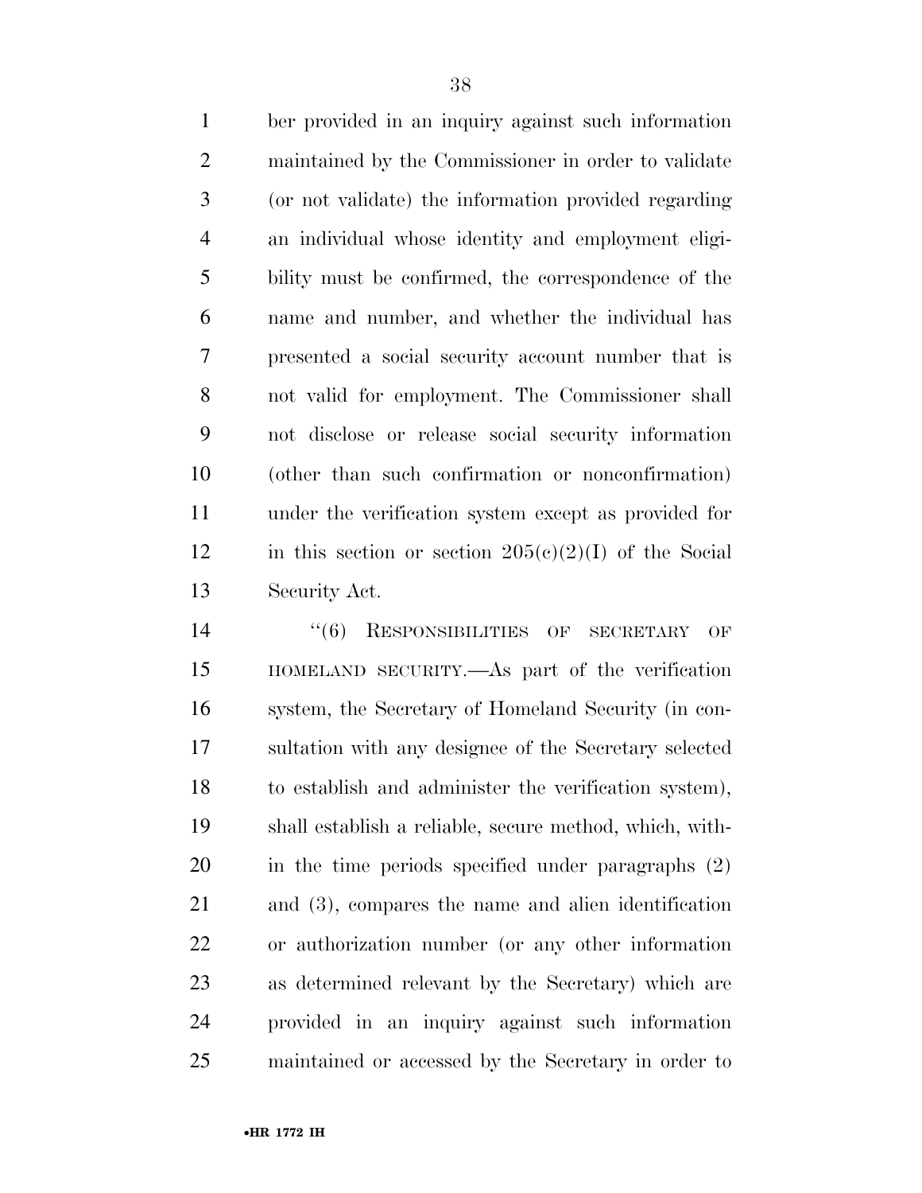ber provided in an inquiry against such information maintained by the Commissioner in order to validate (or not validate) the information provided regarding an individual whose identity and employment eligibility must be confirmed, the correspondence of the name and number, and whether the individual has presented a social security account number that is not valid for employment. The Commissioner shall not disclose or release social security information (other than such confirmation or nonconfirmation) under the verification system except as provided for in this section or section 205(c)(2)(I) of the Social Security Act.

''(6) RESPONSIBILITIES OF SECRETARY OF HOMELAND SECURITY.—As part of the verification system, the Secretary of Homeland Security (in consultation with any designee of the Secretary selected to establish and administer the verification system), shall establish a reliable, secure method, which, within the time periods specified under paragraphs (2) and (3), compares the name and alien identification or authorization number (or any other information as determined relevant by the Secretary) which are provided in an inquiry against such information maintained or accessed by the Secretary in order to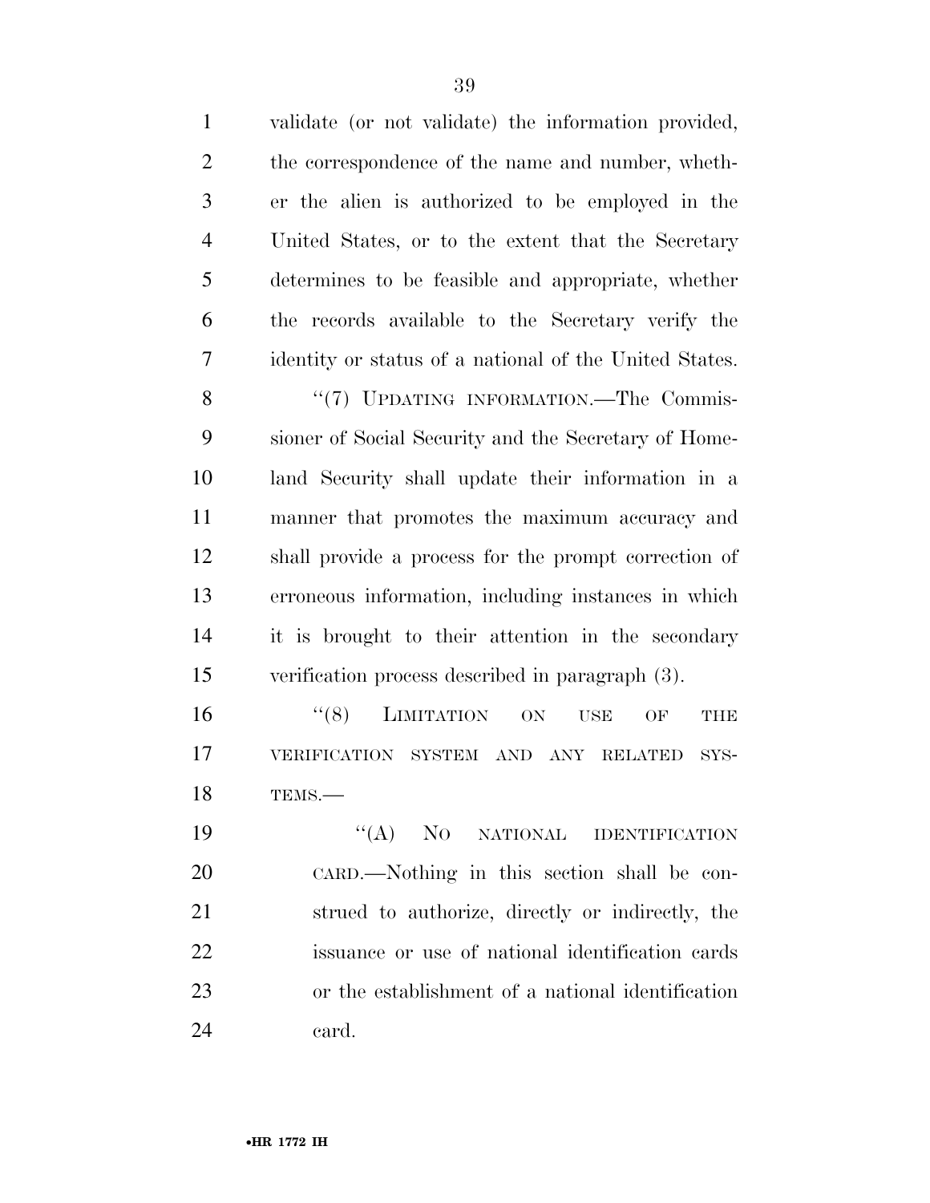validate (or not validate) the information provided, the correspondence of the name and number, whether the alien is authorized to be employed in the United States, or to the extent that the Secretary determines to be feasible and appropriate, whether the records available to the Secretary verify the identity or status of a national of the United States.

"(7) UPDATING INFORMATION.—The Commissioner of Social Security and the Secretary of Homeland Security shall update their information in a manner that promotes the maximum accuracy and shall provide a process for the prompt correction of erroneous information, including instances in which it is brought to their attention in the secondary verification process described in paragraph (3).

"(8) LIMITATION ON USE OF THE VERIFICATION SYSTEM AND ANY RELATED SYSTEMS.—

"(A) NO NATIONAL IDENTIFICATION CARD.—Nothing in this section shall be construed to authorize, directly or indirectly, the issuance or use of national identification cards or the establishment of a national identification card.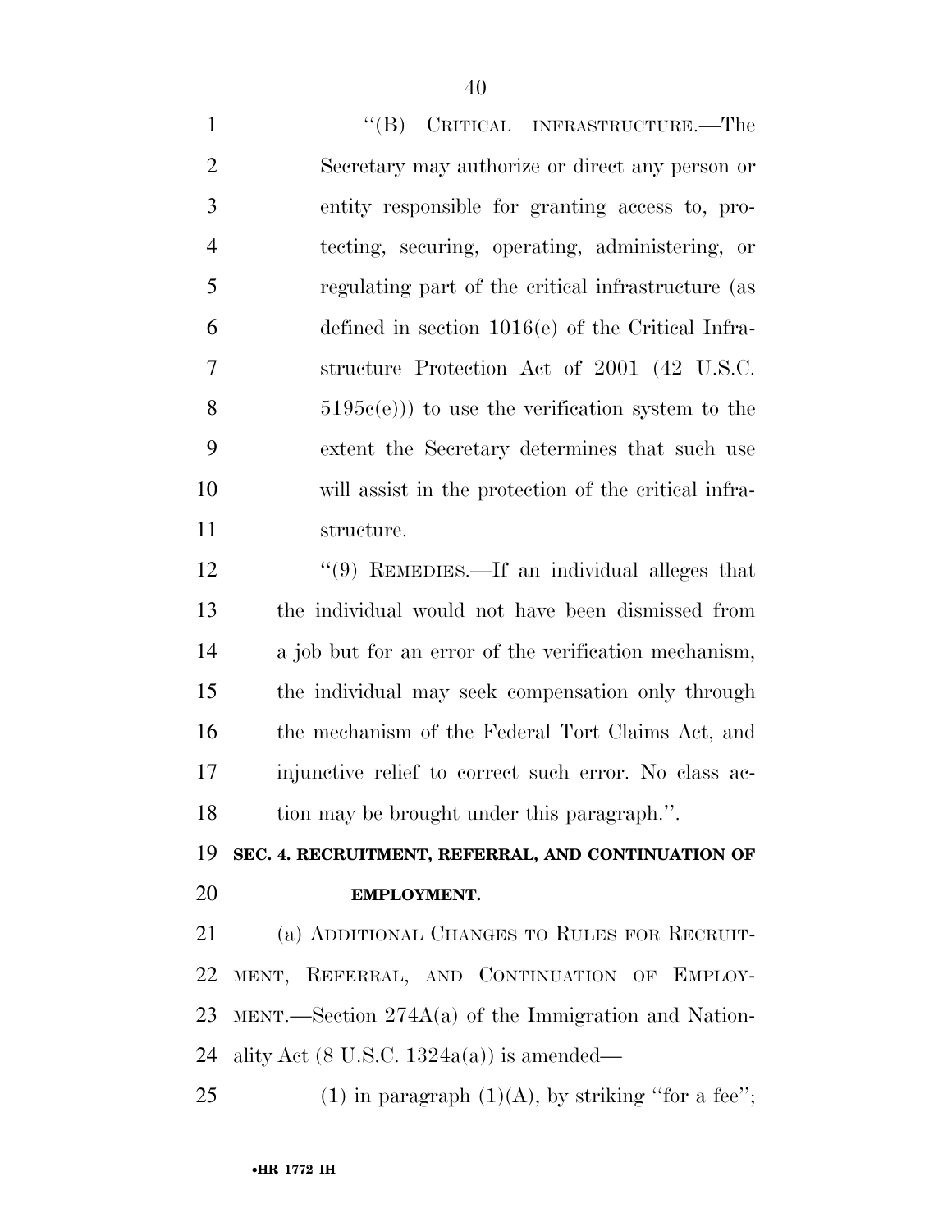"(B) CRITICAL INFRASTRUCTURE.—The Secretary may authorize or direct any person or entity responsible for granting access to, protecting, securing, operating, administering, or regulating part of the critical infrastructure (as defined in section 1016(e) of the Critical Infrastructure Protection Act of 2001 (42 U.S.C. 5195c(e))) to use the verification system to the extent the Secretary determines that such use will assist in the protection of the critical infrastructure.

"(9) REMEDIES.—If an individual alleges that the individual would not have been dismissed from a job but for an error of the verification mechanism, the individual may seek compensation only through the mechanism of the Federal Tort Claims Act, and injunctive relief to correct such error. No class action may be brought under this paragraph.".

## SEC. 4. RECRUITMENT, REFERRAL, AND CONTINUATION OF EMPLOYMENT.

(a) ADDITIONAL CHANGES TO RULES FOR RECRUITMENT, REFERRAL, AND CONTINUATION OF EMPLOYMENT.—Section 274A(a) of the Immigration and Nationality Act (8 U.S.C. 1324a(a)) is amended—

(1) in paragraph (1)(A), by striking "for a fee";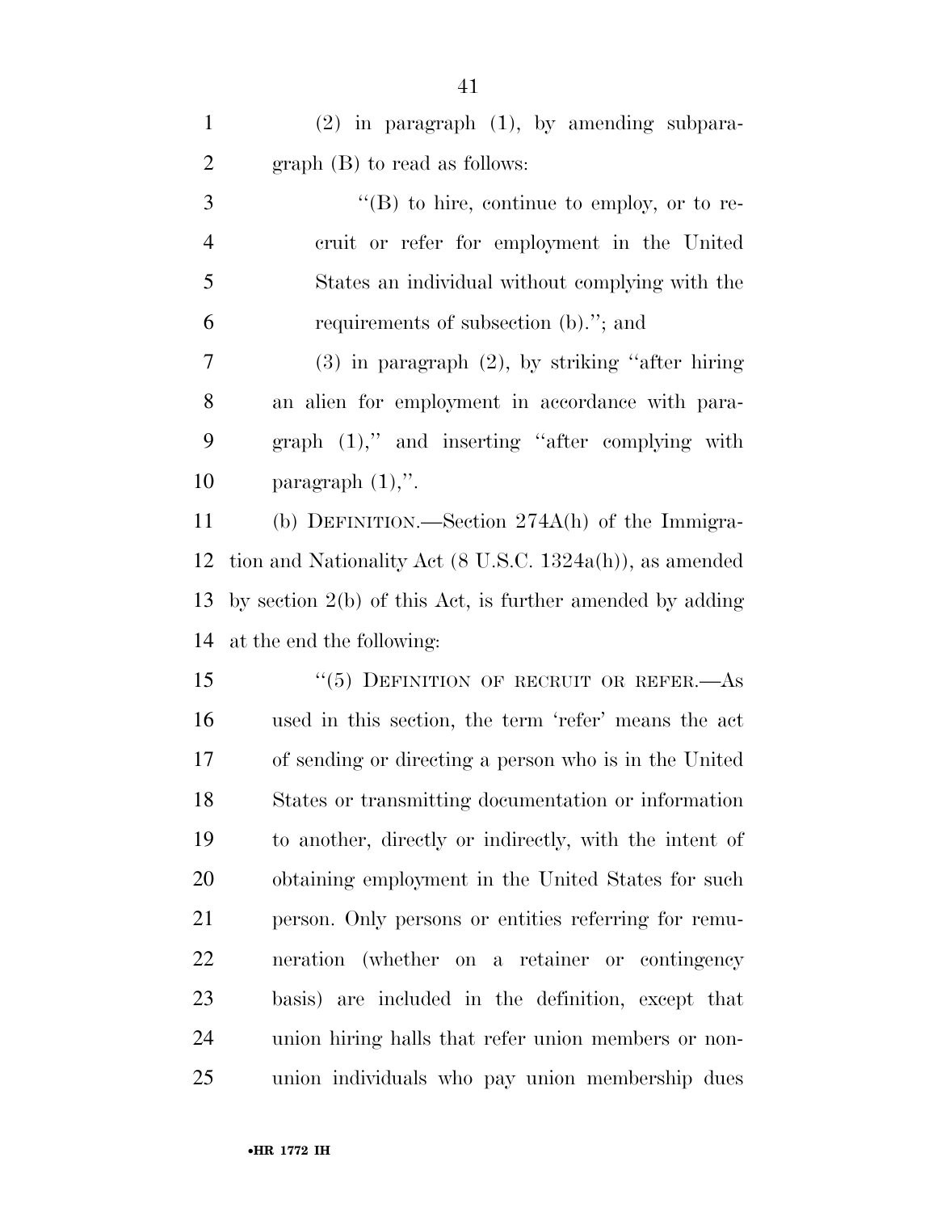(2) in paragraph (1), by amending subparagraph (B) to read as follows:

"(B) to hire, continue to employ, or to recruit or refer for employment in the United States an individual without complying with the requirements of subsection (b)."; and

(3) in paragraph (2), by striking "after hiring an alien for employment in accordance with paragraph (1)," and inserting "after complying with paragraph (1),".

(b) DEFINITION.—Section 274A(h) of the Immigration and Nationality Act (8 U.S.C. 1324a(h)), as amended by section 2(b) of this Act, is further amended by adding at the end the following:

"(5) DEFINITION OF RECRUIT OR REFER.—As used in this section, the term 'refer' means the act of sending or directing a person who is in the United States or transmitting documentation or information to another, directly or indirectly, with the intent of obtaining employment in the United States for such person. Only persons or entities referring for remuneration (whether on a retainer or contingency basis) are included in the definition, except that union hiring halls that refer union members or non-union individuals who pay union membership dues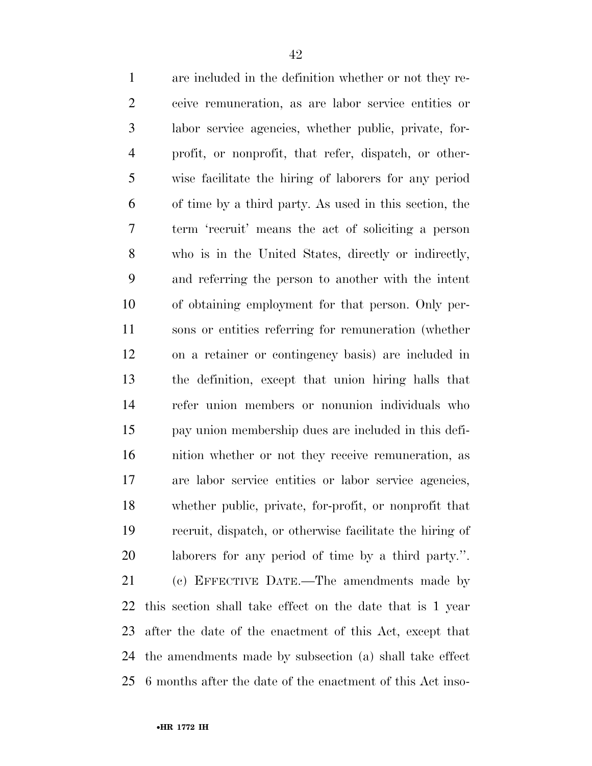are included in the definition whether or not they receive remuneration, as are labor service entities or labor service agencies, whether public, private, for-profit, or nonprofit, that refer, dispatch, or otherwise facilitate the hiring of laborers for any period of time by a third party. As used in this section, the term 'recruit' means the act of soliciting a person who is in the United States, directly or indirectly, and referring the person to another with the intent of obtaining employment for that person. Only persons or entities referring for remuneration (whether on a retainer or contingency basis) are included in the definition, except that union hiring halls that refer union members or nonunion individuals who pay union membership dues are included in this definition whether or not they receive remuneration, as are labor service entities or labor service agencies, whether public, private, for-profit, or nonprofit that recruit, dispatch, or otherwise facilitate the hiring of laborers for any period of time by a third party.''.

(c) EFFECTIVE DATE.—The amendments made by this section shall take effect on the date that is 1 year after the date of the enactment of this Act, except that the amendments made by subsection (a) shall take effect 6 months after the date of the enactment of this Act inso-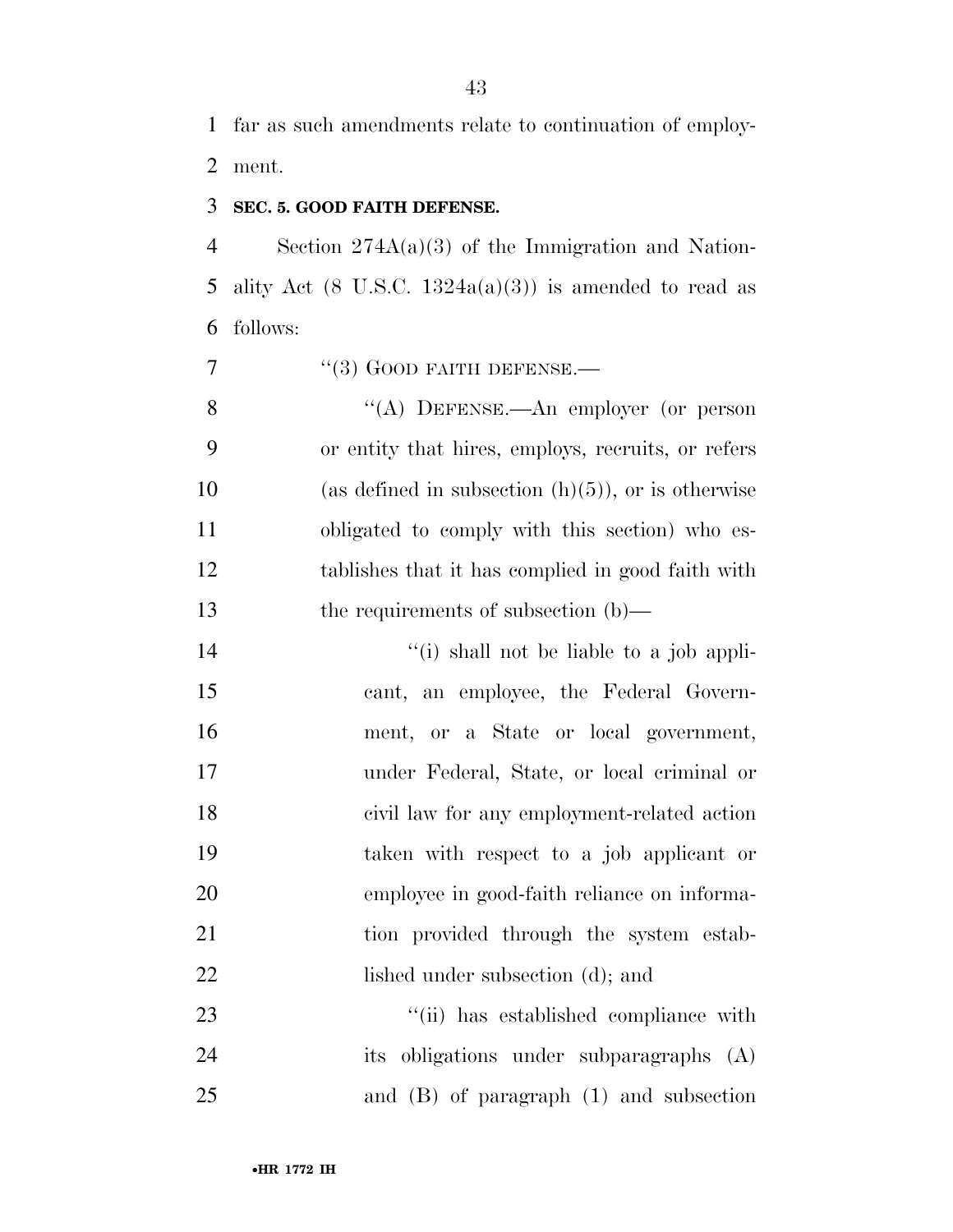far as such amendments relate to continuation of employment.

**SEC. 5. GOOD FAITH DEFENSE.**

Section 274A(a)(3) of the Immigration and Nationality Act (8 U.S.C. 1324a(a)(3)) is amended to read as follows:

"(3) GOOD FAITH DEFENSE.—

"(A) DEFENSE.—An employer (or person or entity that hires, employs, recruits, or refers (as defined in subsection (h)(5)), or is otherwise obligated to comply with this section) who establishes that it has complied in good faith with the requirements of subsection (b)—

"(i) shall not be liable to a job applicant, an employee, the Federal Government, or a State or local government, under Federal, State, or local criminal or civil law for any employment-related action taken with respect to a job applicant or employee in good-faith reliance on information provided through the system established under subsection (d); and

"(ii) has established compliance with its obligations under subparagraphs (A) and (B) of paragraph (1) and subsection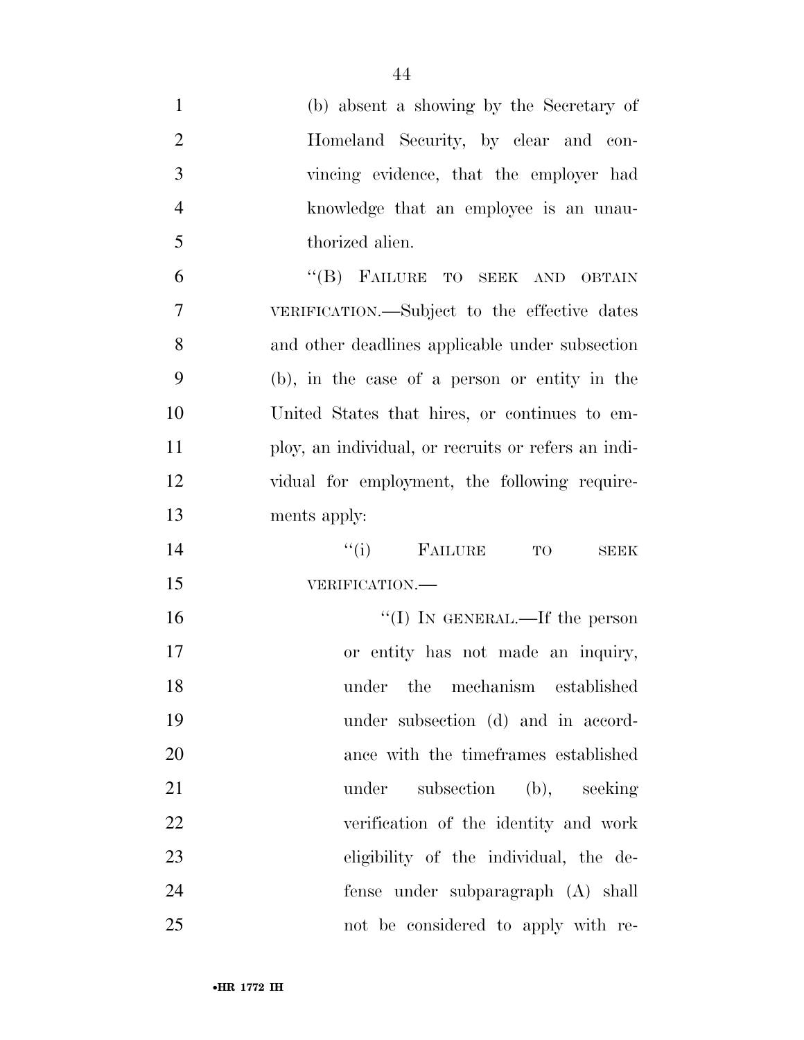(b) absent a showing by the Secretary of Homeland Security, by clear and convincing evidence, that the employer had knowledge that an employee is an unauthorized alien.

"(B) FAILURE TO SEEK AND OBTAIN VERIFICATION.—Subject to the effective dates and other deadlines applicable under subsection (b), in the case of a person or entity in the United States that hires, or continues to employ, an individual, or recruits or refers an individual for employment, the following requirements apply:

"(i) FAILURE TO SEEK VERIFICATION.—

"(I) IN GENERAL.—If the person or entity has not made an inquiry, under the mechanism established under subsection (d) and in accordance with the timeframes established under subsection (b), seeking verification of the identity and work eligibility of the individual, the defense under subparagraph (A) shall not be considered to apply with re-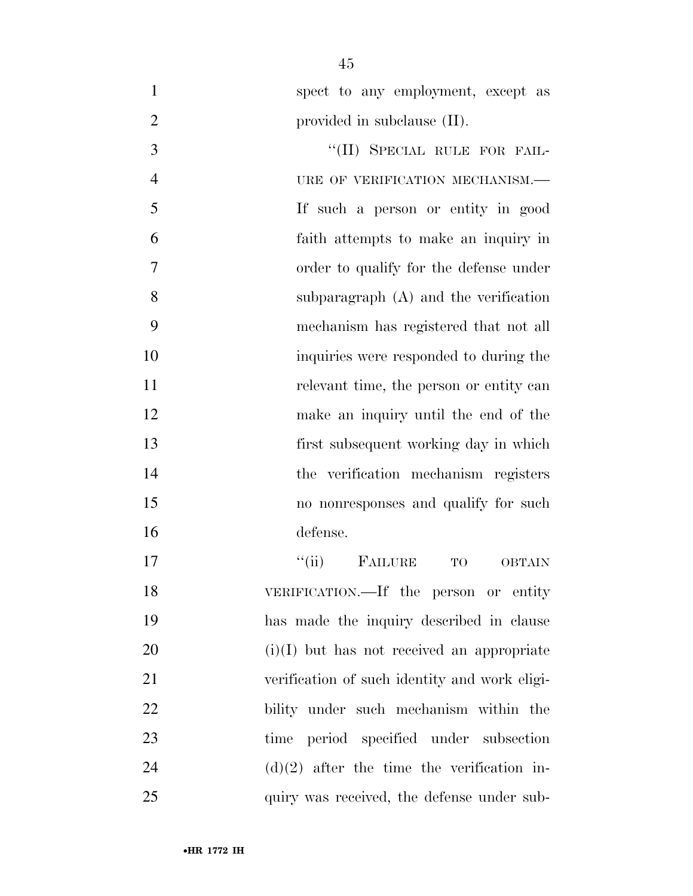spect to any employment, except as provided in subclause (II).

"(II) SPECIAL RULE FOR FAILURE OF VERIFICATION MECHANISM.—If such a person or entity in good faith attempts to make an inquiry in order to qualify for the defense under subparagraph (A) and the verification mechanism has registered that not all inquiries were responded to during the relevant time, the person or entity can make an inquiry until the end of the first subsequent working day in which the verification mechanism registers no nonresponses and qualify for such defense.

"(ii) FAILURE TO OBTAIN VERIFICATION.—If the person or entity has made the inquiry described in clause (i)(I) but has not received an appropriate verification of such identity and work eligibility under such mechanism within the time period specified under subsection (d)(2) after the time the verification inquiry was received, the defense under sub-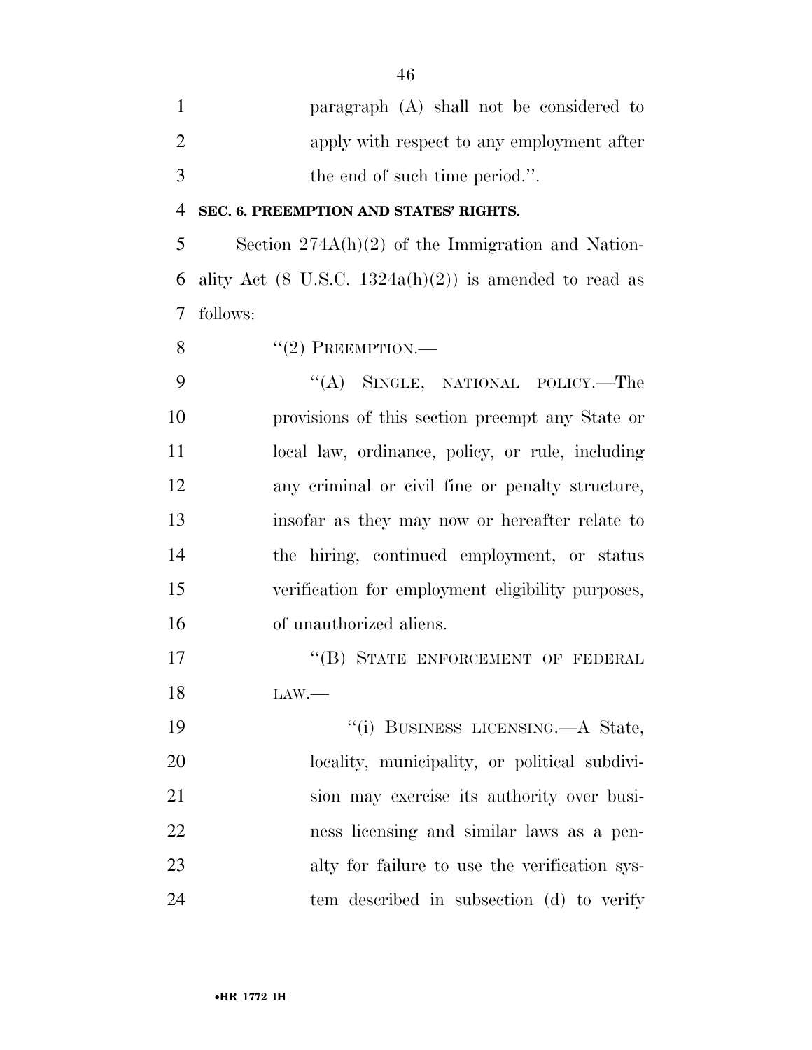paragraph (A) shall not be considered to apply with respect to any employment after the end of such time period.''.

**SEC. 6. PREEMPTION AND STATES' RIGHTS.**

Section 274A(h)(2) of the Immigration and Nationality Act (8 U.S.C. 1324a(h)(2)) is amended to read as follows:

''(2) PREEMPTION.—

''(A) SINGLE, NATIONAL POLICY.—The provisions of this section preempt any State or local law, ordinance, policy, or rule, including any criminal or civil fine or penalty structure, insofar as they may now or hereafter relate to the hiring, continued employment, or status verification for employment eligibility purposes, of unauthorized aliens.

''(B) STATE ENFORCEMENT OF FEDERAL LAW.—

''(i) BUSINESS LICENSING.—A State, locality, municipality, or political subdivision may exercise its authority over business licensing and similar laws as a penalty for failure to use the verification system described in subsection (d) to verify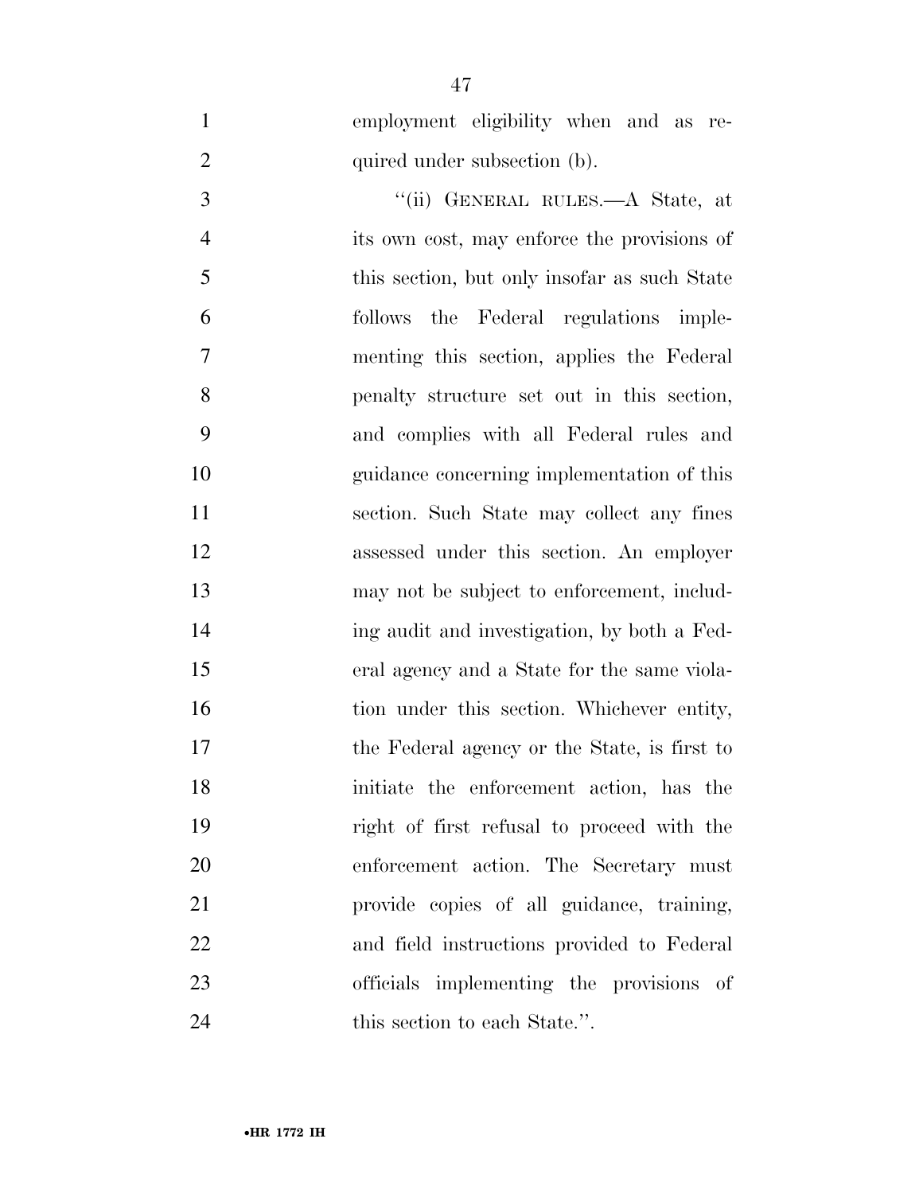employment eligibility when and as required under subsection (b).

"(ii) GENERAL RULES.—A State, at its own cost, may enforce the provisions of this section, but only insofar as such State follows the Federal regulations implementing this section, applies the Federal penalty structure set out in this section, and complies with all Federal rules and guidance concerning implementation of this section. Such State may collect any fines assessed under this section. An employer may not be subject to enforcement, including audit and investigation, by both a Federal agency and a State for the same violation under this section. Whichever entity, the Federal agency or the State, is first to initiate the enforcement action, has the right of first refusal to proceed with the enforcement action. The Secretary must provide copies of all guidance, training, and field instructions provided to Federal officials implementing the provisions of this section to each State.".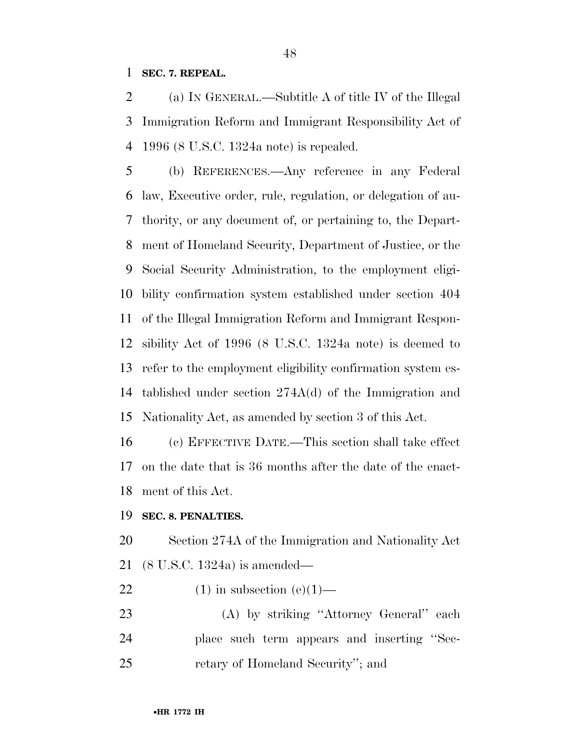**SEC. 7. REPEAL.**

(a) IN GENERAL.—Subtitle A of title IV of the Illegal Immigration Reform and Immigrant Responsibility Act of 1996 (8 U.S.C. 1324a note) is repealed.

(b) REFERENCES.—Any reference in any Federal law, Executive order, rule, regulation, or delegation of authority, or any document of, or pertaining to, the Department of Homeland Security, Department of Justice, or the Social Security Administration, to the employment eligibility confirmation system established under section 404 of the Illegal Immigration Reform and Immigrant Responsibility Act of 1996 (8 U.S.C. 1324a note) is deemed to refer to the employment eligibility confirmation system established under section 274A(d) of the Immigration and Nationality Act, as amended by section 3 of this Act.

(c) EFFECTIVE DATE.—This section shall take effect on the date that is 36 months after the date of the enactment of this Act.

**SEC. 8. PENALTIES.**

Section 274A of the Immigration and Nationality Act (8 U.S.C. 1324a) is amended—

(1) in subsection (e)(1)—

(A) by striking ''Attorney General'' each place such term appears and inserting ''Secretary of Homeland Security''; and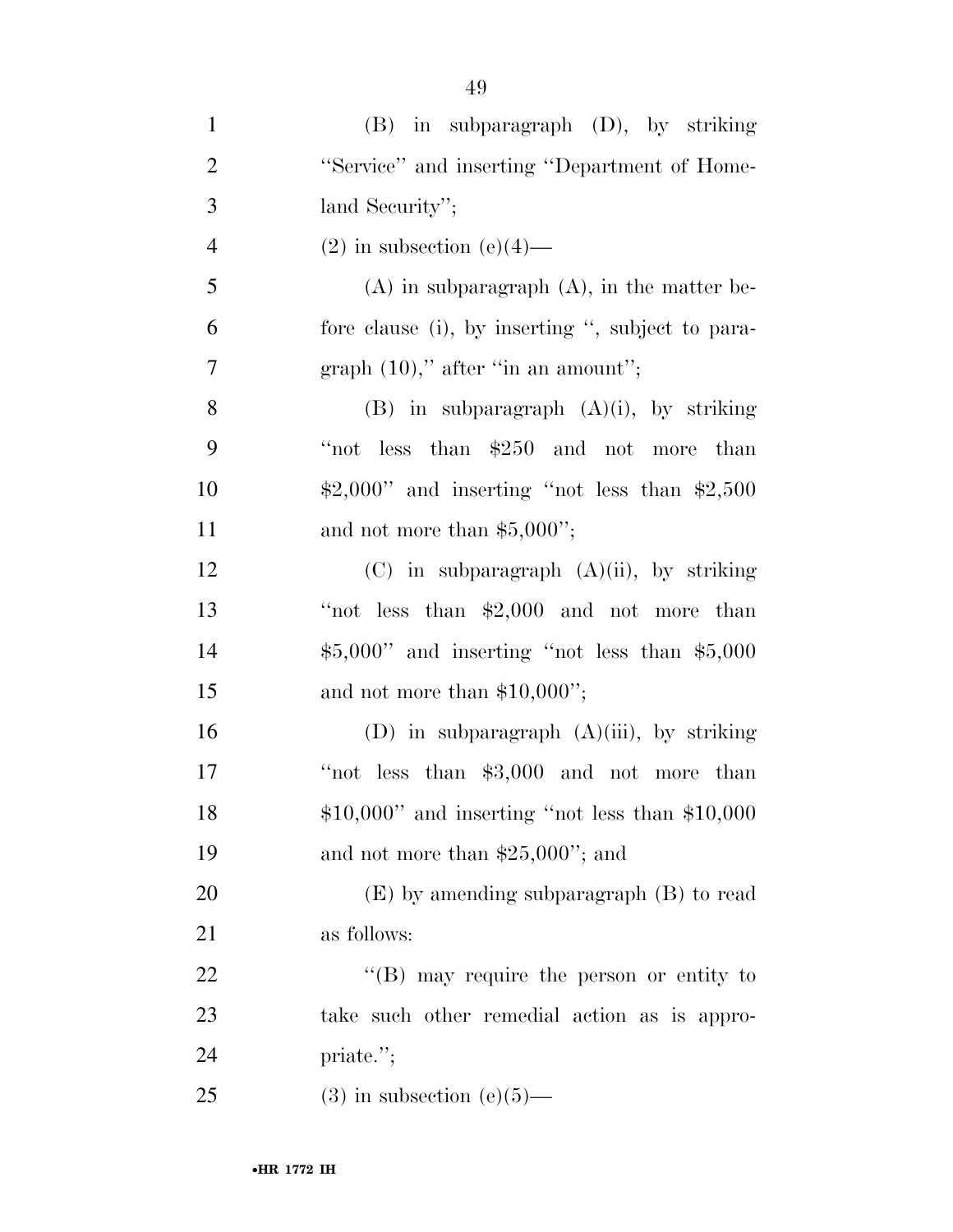(B) in subparagraph (D), by striking "Service" and inserting "Department of Homeland Security";

(2) in subsection (e)(4)—

(A) in subparagraph (A), in the matter before clause (i), by inserting ", subject to paragraph (10)," after "in an amount";

(B) in subparagraph (A)(i), by striking "not less than $250 and not more than $2,000" and inserting "not less than $2,500 and not more than $5,000";

(C) in subparagraph (A)(ii), by striking "not less than $2,000 and not more than $5,000" and inserting "not less than $5,000 and not more than $10,000";

(D) in subparagraph (A)(iii), by striking "not less than $3,000 and not more than $10,000" and inserting "not less than $10,000 and not more than $25,000"; and

(E) by amending subparagraph (B) to read as follows:

"(B) may require the person or entity to take such other remedial action as is appropriate.";

(3) in subsection (e)(5)—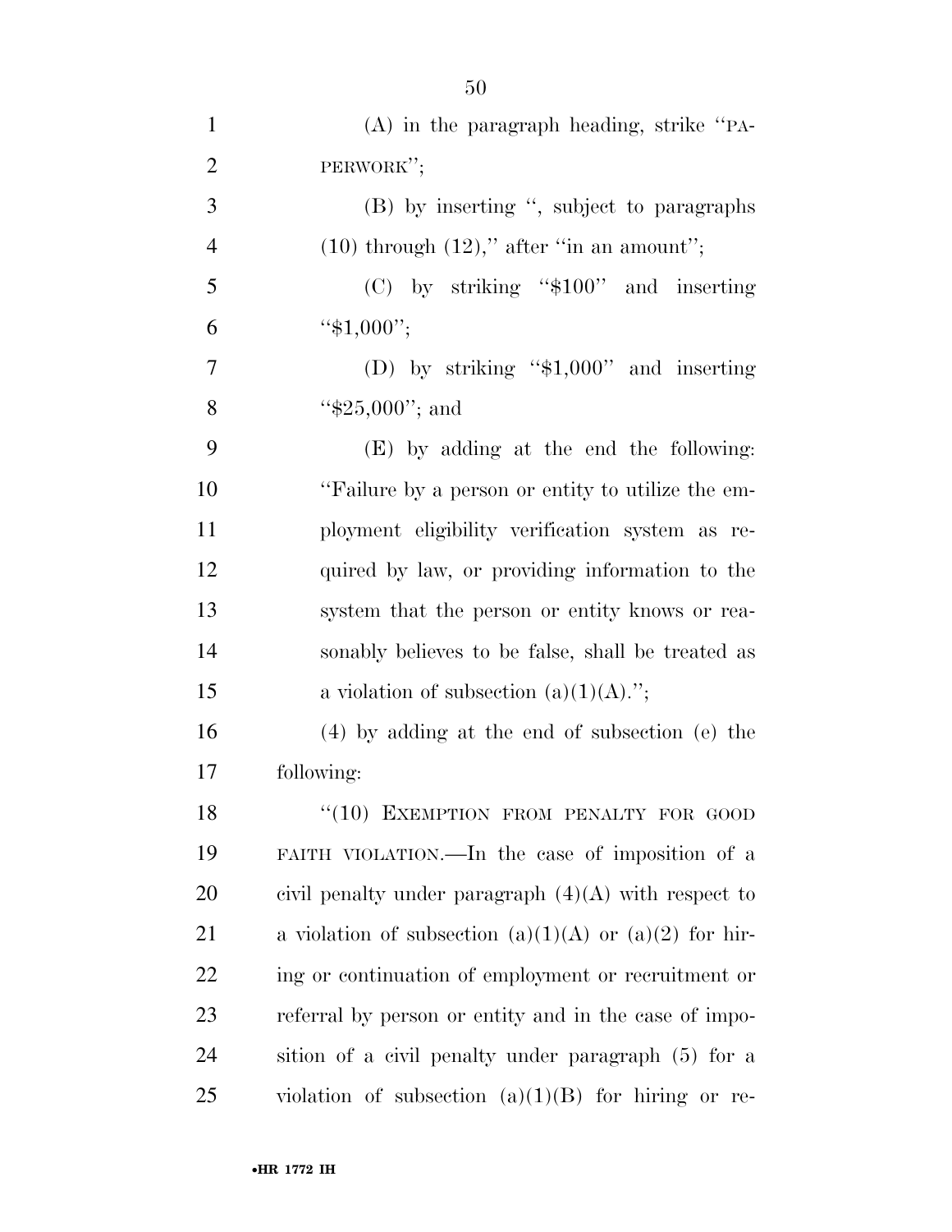(A) in the paragraph heading, strike ''PAPERWORK'';

(B) by inserting '', subject to paragraphs (10) through (12),'' after ''in an amount'';

(C) by striking ''$100'' and inserting ''$1,000'';

(D) by striking ''$1,000'' and inserting ''$25,000''; and

(E) by adding at the end the following: ''Failure by a person or entity to utilize the employment eligibility verification system as required by law, or providing information to the system that the person or entity knows or reasonably believes to be false, shall be treated as a violation of subsection (a)(1)(A).'';

(4) by adding at the end of subsection (e) the following:

''(10) EXEMPTION FROM PENALTY FOR GOOD FAITH VIOLATION.—In the case of imposition of a civil penalty under paragraph (4)(A) with respect to a violation of subsection (a)(1)(A) or (a)(2) for hiring or continuation of employment or recruitment or referral by person or entity and in the case of imposition of a civil penalty under paragraph (5) for a violation of subsection (a)(1)(B) for hiring or re-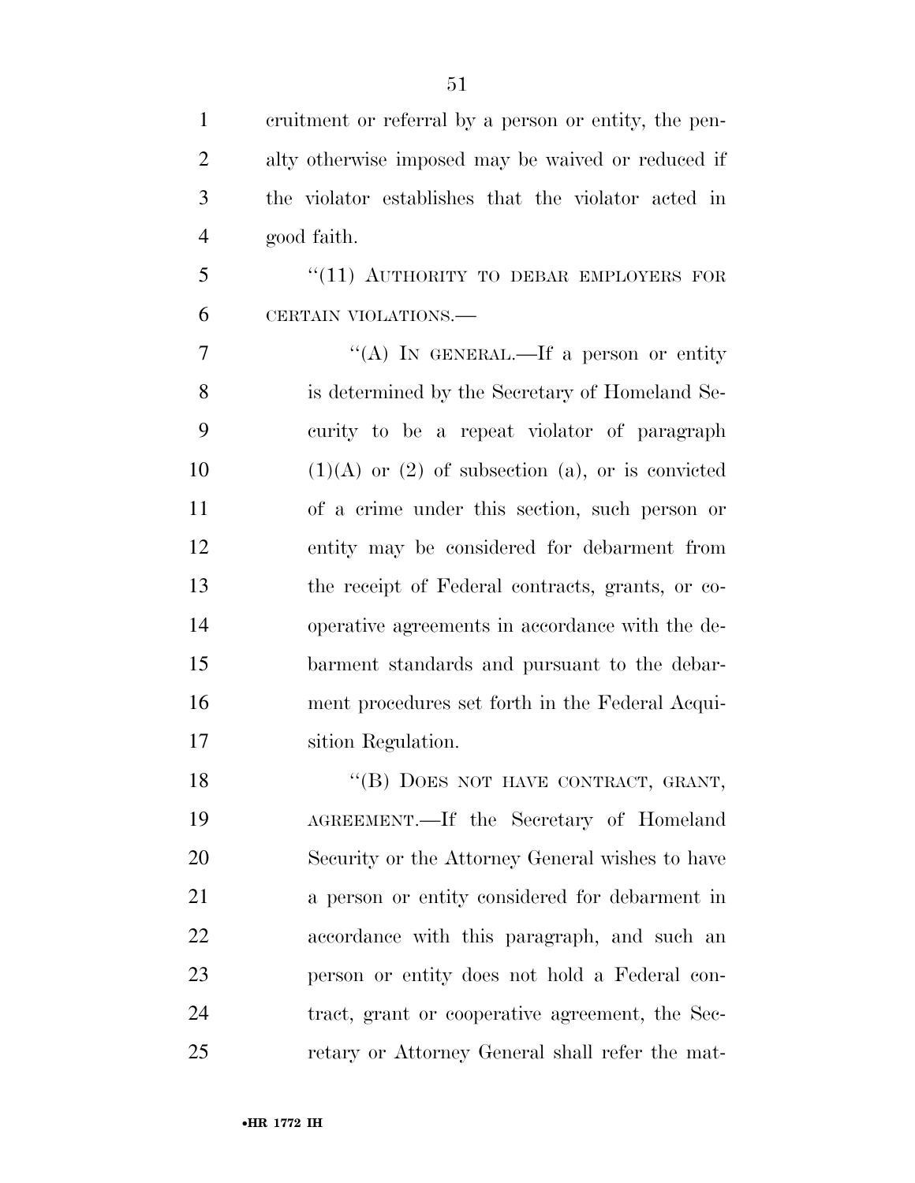cruitment or referral by a person or entity, the penalty otherwise imposed may be waived or reduced if the violator establishes that the violator acted in good faith.

"(11) AUTHORITY TO DEBAR EMPLOYERS FOR CERTAIN VIOLATIONS.—

"(A) IN GENERAL.—If a person or entity is determined by the Secretary of Homeland Security to be a repeat violator of paragraph (1)(A) or (2) of subsection (a), or is convicted of a crime under this section, such person or entity may be considered for debarment from the receipt of Federal contracts, grants, or cooperative agreements in accordance with the debarment standards and pursuant to the debarment procedures set forth in the Federal Acquisition Regulation.

"(B) DOES NOT HAVE CONTRACT, GRANT, AGREEMENT.—If the Secretary of Homeland Security or the Attorney General wishes to have a person or entity considered for debarment in accordance with this paragraph, and such an person or entity does not hold a Federal contract, grant or cooperative agreement, the Secretary or Attorney General shall refer the mat-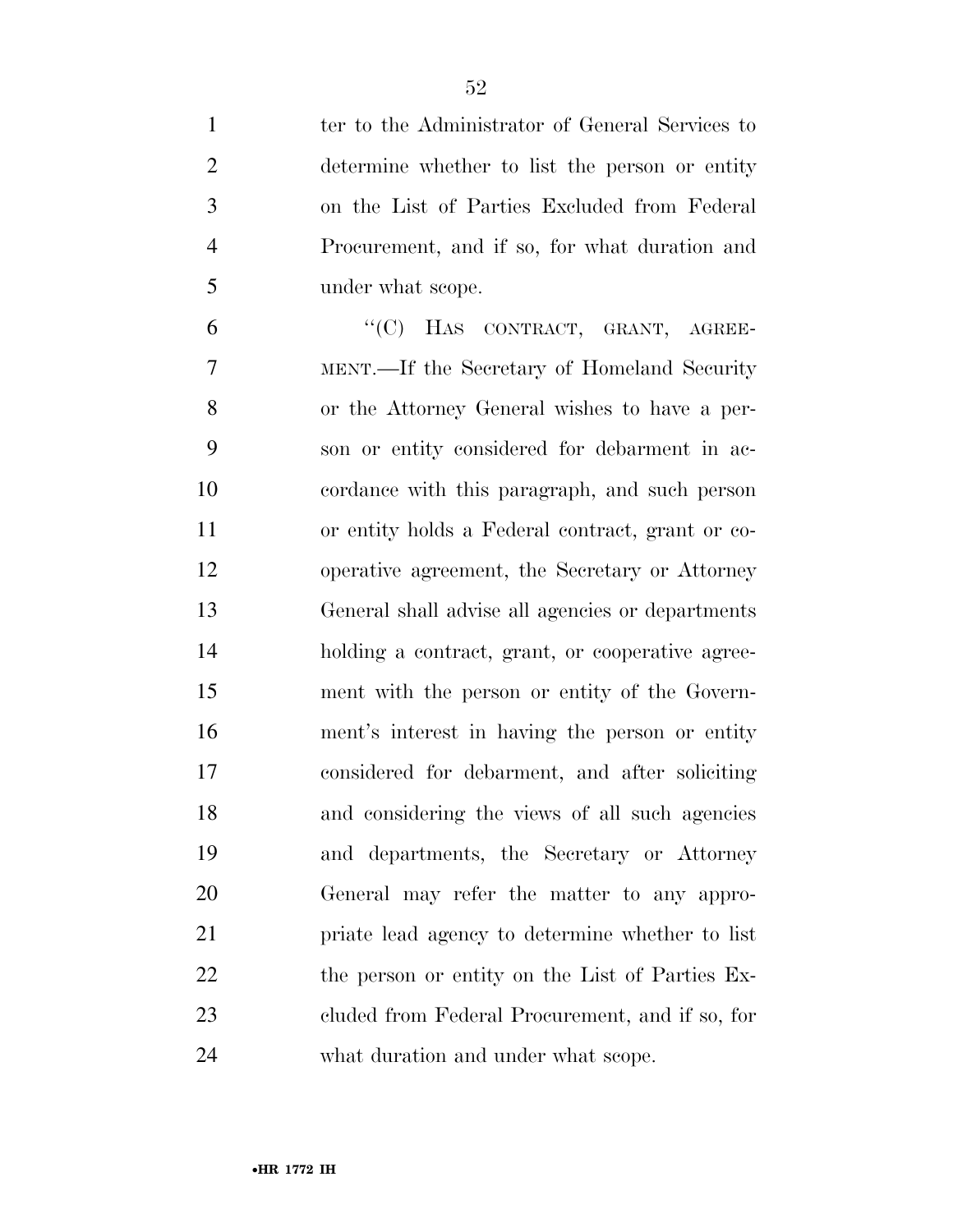ter to the Administrator of General Services to determine whether to list the person or entity on the List of Parties Excluded from Federal Procurement, and if so, for what duration and under what scope.

"(C) HAS CONTRACT, GRANT, AGREEMENT.—If the Secretary of Homeland Security or the Attorney General wishes to have a person or entity considered for debarment in accordance with this paragraph, and such person or entity holds a Federal contract, grant or cooperative agreement, the Secretary or Attorney General shall advise all agencies or departments holding a contract, grant, or cooperative agreement with the person or entity of the Government's interest in having the person or entity considered for debarment, and after soliciting and considering the views of all such agencies and departments, the Secretary or Attorney General may refer the matter to any appropriate lead agency to determine whether to list the person or entity on the List of Parties Excluded from Federal Procurement, and if so, for what duration and under what scope.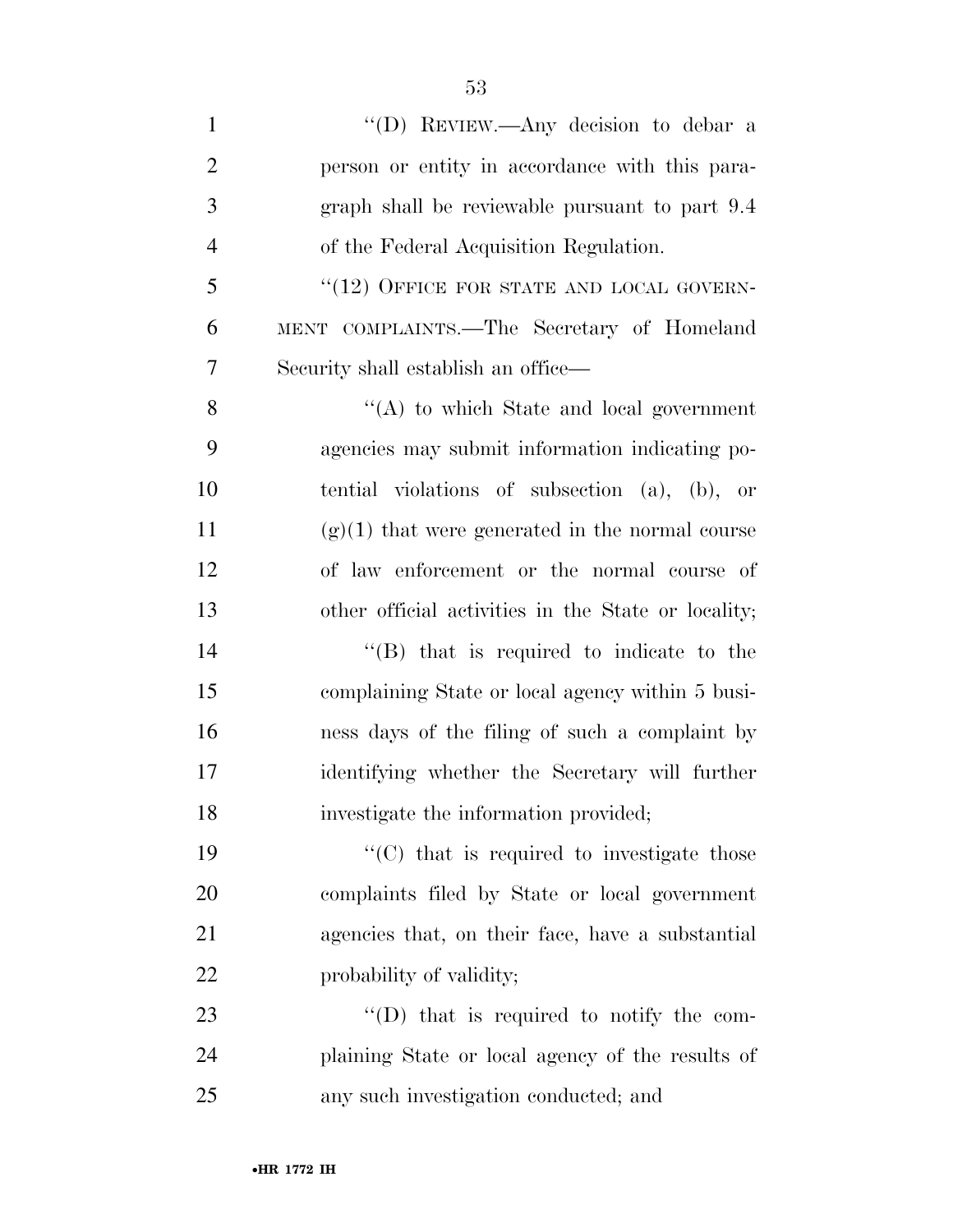''(D) REVIEW.—Any decision to debar a person or entity in accordance with this paragraph shall be reviewable pursuant to part 9.4 of the Federal Acquisition Regulation.

''(12) OFFICE FOR STATE AND LOCAL GOVERNMENT COMPLAINTS.—The Secretary of Homeland Security shall establish an office—

''(A) to which State and local government agencies may submit information indicating potential violations of subsection (a), (b), or (g)(1) that were generated in the normal course of law enforcement or the normal course of other official activities in the State or locality;

''(B) that is required to indicate to the complaining State or local agency within 5 business days of the filing of such a complaint by identifying whether the Secretary will further investigate the information provided;

''(C) that is required to investigate those complaints filed by State or local government agencies that, on their face, have a substantial probability of validity;

''(D) that is required to notify the complaining State or local agency of the results of any such investigation conducted; and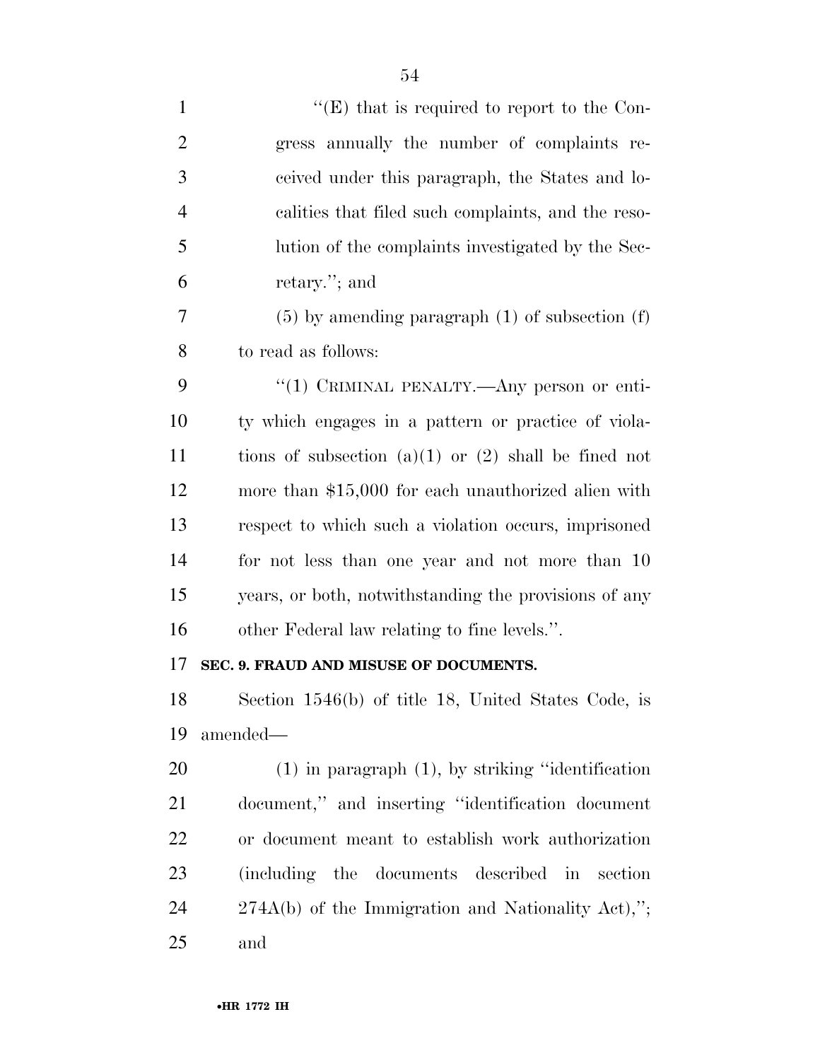"(E) that is required to report to the Congress annually the number of complaints received under this paragraph, the States and localities that filed such complaints, and the resolution of the complaints investigated by the Secretary."; and

(5) by amending paragraph (1) of subsection (f) to read as follows:

"(1) CRIMINAL PENALTY.—Any person or entity which engages in a pattern or practice of violations of subsection (a)(1) or (2) shall be fined not more than $15,000 for each unauthorized alien with respect to which such a violation occurs, imprisoned for not less than one year and not more than 10 years, or both, notwithstanding the provisions of any other Federal law relating to fine levels.".

**SEC. 9. FRAUD AND MISUSE OF DOCUMENTS.**

Section 1546(b) of title 18, United States Code, is amended—

(1) in paragraph (1), by striking "identification document," and inserting "identification document or document meant to establish work authorization (including the documents described in section 274A(b) of the Immigration and Nationality Act),"; and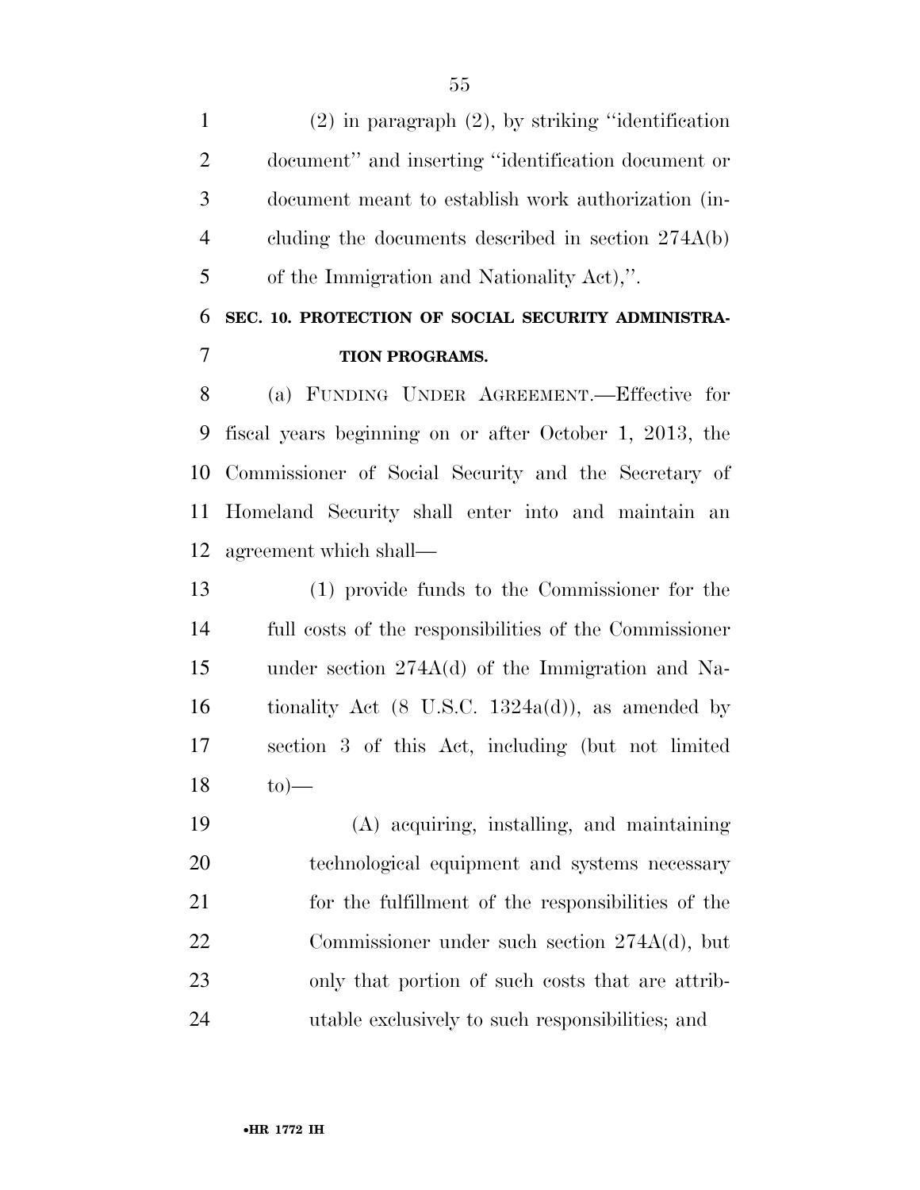(2) in paragraph (2), by striking ''identification document'' and inserting ''identification document or document meant to establish work authorization (including the documents described in section 274A(b) of the Immigration and Nationality Act),''.

## SEC. 10. PROTECTION OF SOCIAL SECURITY ADMINISTRATION PROGRAMS.

(a) FUNDING UNDER AGREEMENT.—Effective for fiscal years beginning on or after October 1, 2013, the Commissioner of Social Security and the Secretary of Homeland Security shall enter into and maintain an agreement which shall—

(1) provide funds to the Commissioner for the full costs of the responsibilities of the Commissioner under section 274A(d) of the Immigration and Nationality Act (8 U.S.C. 1324a(d)), as amended by section 3 of this Act, including (but not limited to)—

(A) acquiring, installing, and maintaining technological equipment and systems necessary for the fulfillment of the responsibilities of the Commissioner under such section 274A(d), but only that portion of such costs that are attributable exclusively to such responsibilities; and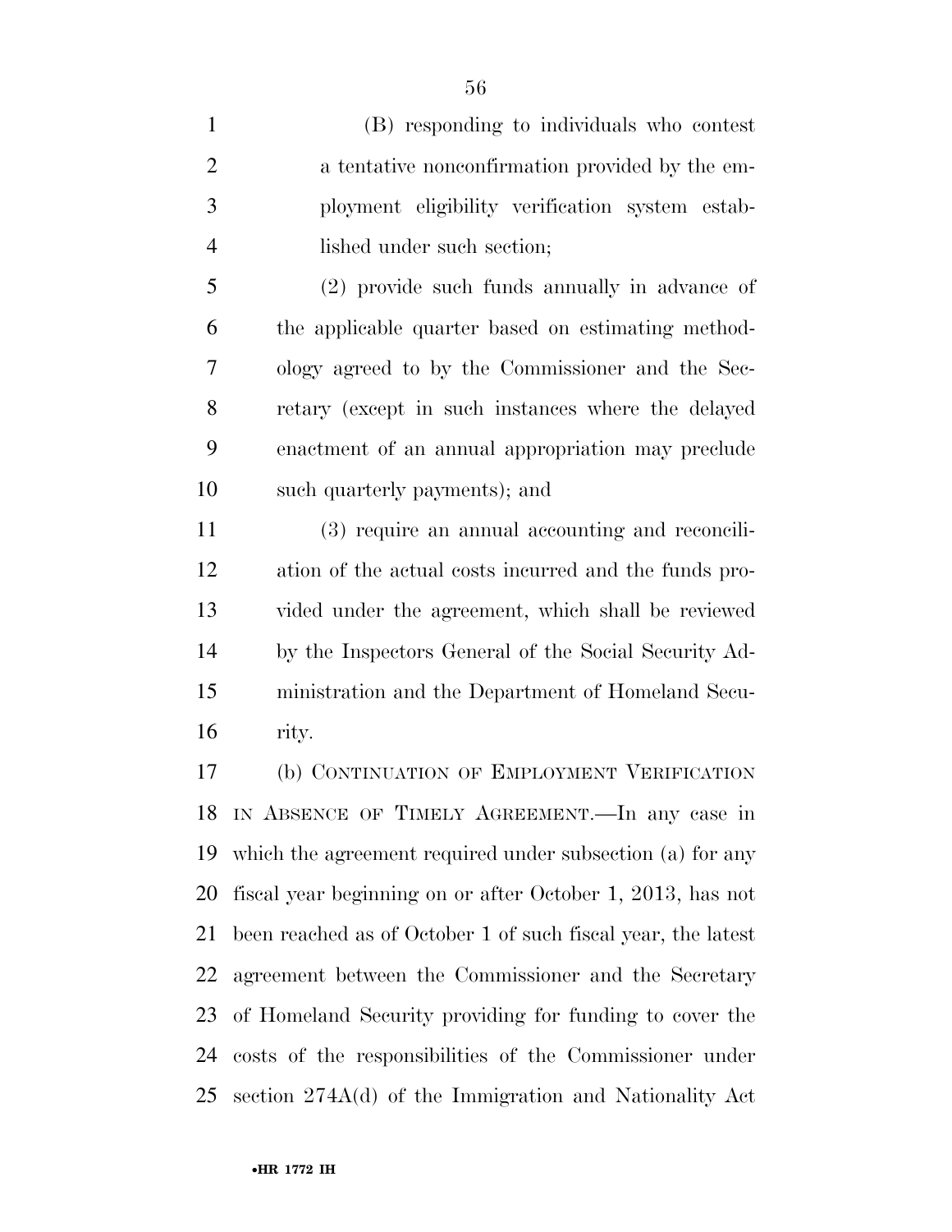(B) responding to individuals who contest a tentative nonconfirmation provided by the employment eligibility verification system established under such section;

(2) provide such funds annually in advance of the applicable quarter based on estimating methodology agreed to by the Commissioner and the Secretary (except in such instances where the delayed enactment of an annual appropriation may preclude such quarterly payments); and

(3) require an annual accounting and reconciliation of the actual costs incurred and the funds provided under the agreement, which shall be reviewed by the Inspectors General of the Social Security Administration and the Department of Homeland Security.

(b) CONTINUATION OF EMPLOYMENT VERIFICATION IN ABSENCE OF TIMELY AGREEMENT.—In any case in which the agreement required under subsection (a) for any fiscal year beginning on or after October 1, 2013, has not been reached as of October 1 of such fiscal year, the latest agreement between the Commissioner and the Secretary of Homeland Security providing for funding to cover the costs of the responsibilities of the Commissioner under section 274A(d) of the Immigration and Nationality Act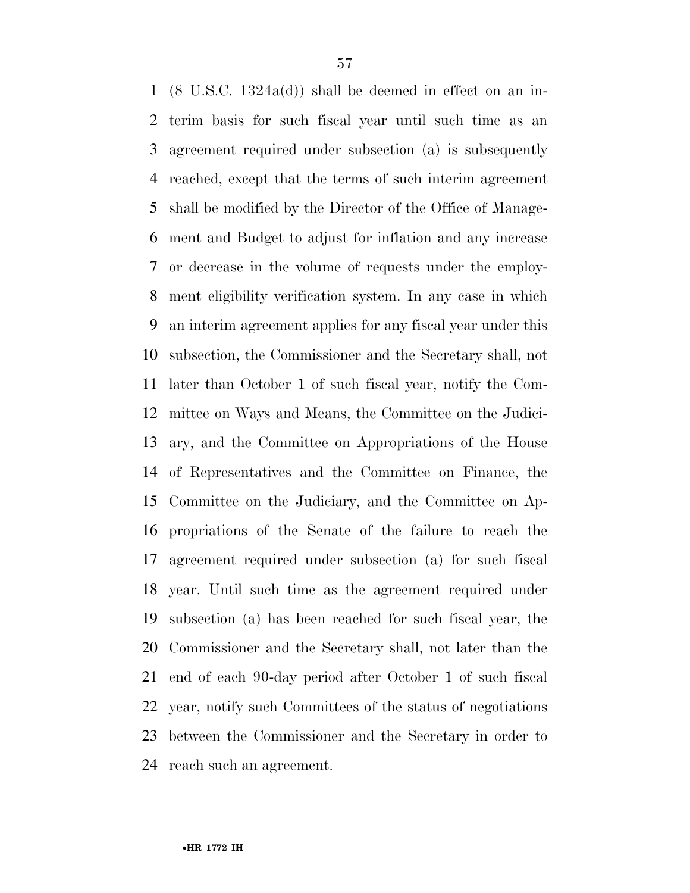(8 U.S.C. 1324a(d)) shall be deemed in effect on an interim basis for such fiscal year until such time as an agreement required under subsection (a) is subsequently reached, except that the terms of such interim agreement shall be modified by the Director of the Office of Management and Budget to adjust for inflation and any increase or decrease in the volume of requests under the employment eligibility verification system. In any case in which an interim agreement applies for any fiscal year under this subsection, the Commissioner and the Secretary shall, not later than October 1 of such fiscal year, notify the Committee on Ways and Means, the Committee on the Judiciary, and the Committee on Appropriations of the House of Representatives and the Committee on Finance, the Committee on the Judiciary, and the Committee on Appropriations of the Senate of the failure to reach the agreement required under subsection (a) for such fiscal year. Until such time as the agreement required under subsection (a) has been reached for such fiscal year, the Commissioner and the Secretary shall, not later than the end of each 90-day period after October 1 of such fiscal year, notify such Committees of the status of negotiations between the Commissioner and the Secretary in order to reach such an agreement.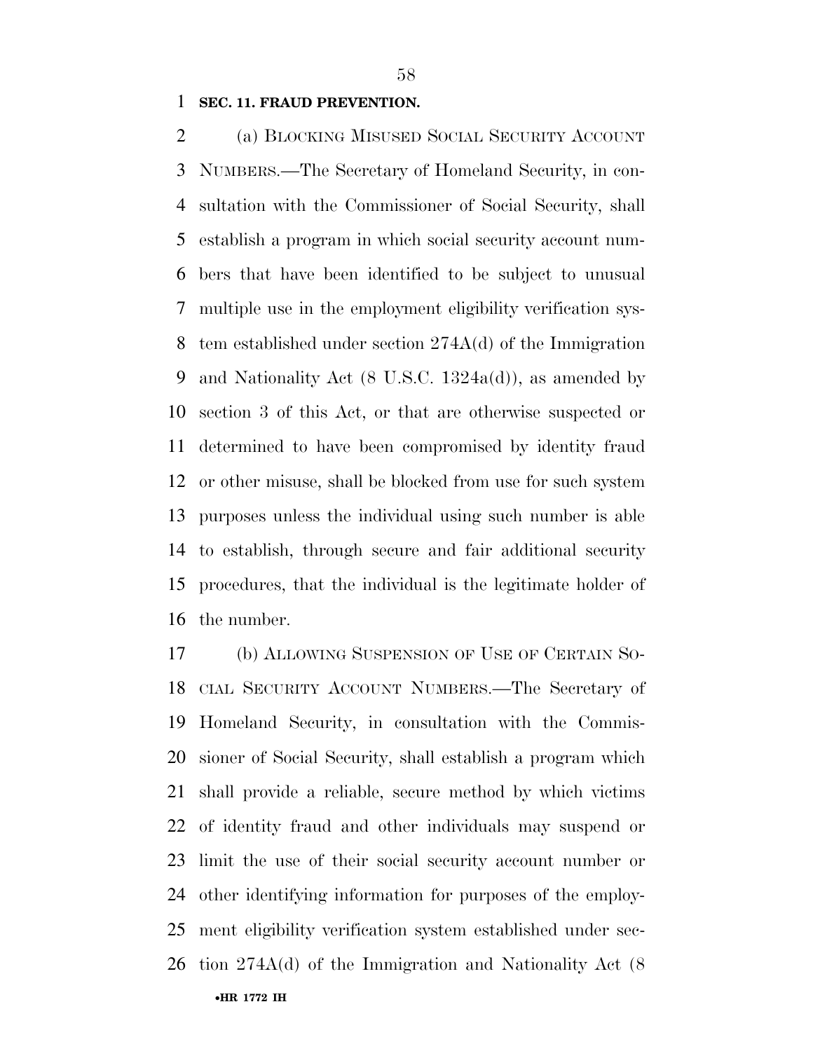**SEC. 11. FRAUD PREVENTION.**

(a) BLOCKING MISUSED SOCIAL SECURITY ACCOUNT NUMBERS.—The Secretary of Homeland Security, in consultation with the Commissioner of Social Security, shall establish a program in which social security account numbers that have been identified to be subject to unusual multiple use in the employment eligibility verification system established under section 274A(d) of the Immigration and Nationality Act (8 U.S.C. 1324a(d)), as amended by section 3 of this Act, or that are otherwise suspected or determined to have been compromised by identity fraud or other misuse, shall be blocked from use for such system purposes unless the individual using such number is able to establish, through secure and fair additional security procedures, that the individual is the legitimate holder of the number.

(b) ALLOWING SUSPENSION OF USE OF CERTAIN SOCIAL SECURITY ACCOUNT NUMBERS.—The Secretary of Homeland Security, in consultation with the Commissioner of Social Security, shall establish a program which shall provide a reliable, secure method by which victims of identity fraud and other individuals may suspend or limit the use of their social security account number or other identifying information for purposes of the employment eligibility verification system established under section 274A(d) of the Immigration and Nationality Act (8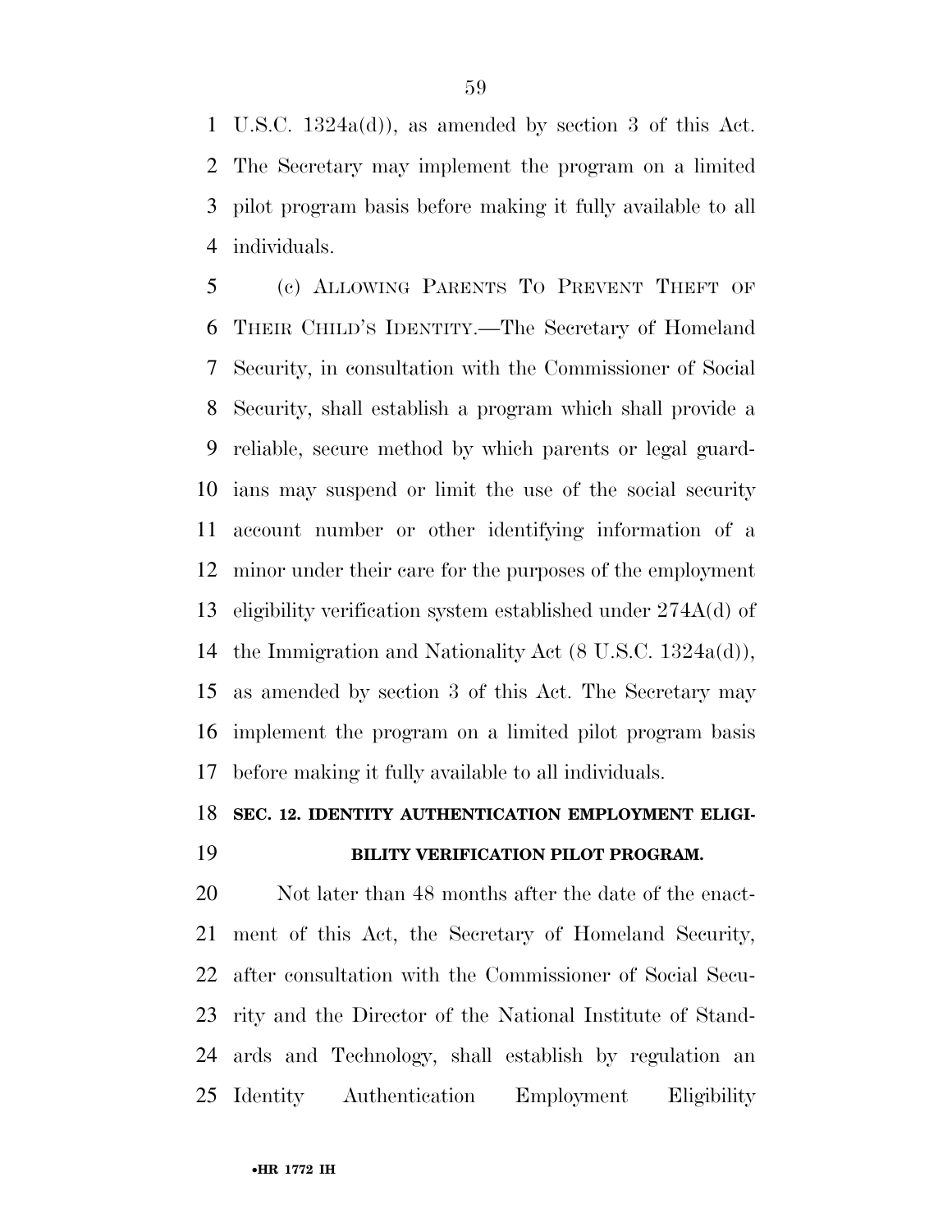U.S.C. 1324a(d)), as amended by section 3 of this Act. The Secretary may implement the program on a limited pilot program basis before making it fully available to all individuals.

(c) ALLOWING PARENTS TO PREVENT THEFT OF THEIR CHILD'S IDENTITY.—The Secretary of Homeland Security, in consultation with the Commissioner of Social Security, shall establish a program which shall provide a reliable, secure method by which parents or legal guardians may suspend or limit the use of the social security account number or other identifying information of a minor under their care for the purposes of the employment eligibility verification system established under 274A(d) of the Immigration and Nationality Act (8 U.S.C. 1324a(d)), as amended by section 3 of this Act. The Secretary may implement the program on a limited pilot program basis before making it fully available to all individuals.

## SEC. 12. IDENTITY AUTHENTICATION EMPLOYMENT ELIGIBILITY VERIFICATION PILOT PROGRAM.

Not later than 48 months after the date of the enactment of this Act, the Secretary of Homeland Security, after consultation with the Commissioner of Social Security and the Director of the National Institute of Standards and Technology, shall establish by regulation an Identity Authentication Employment Eligibility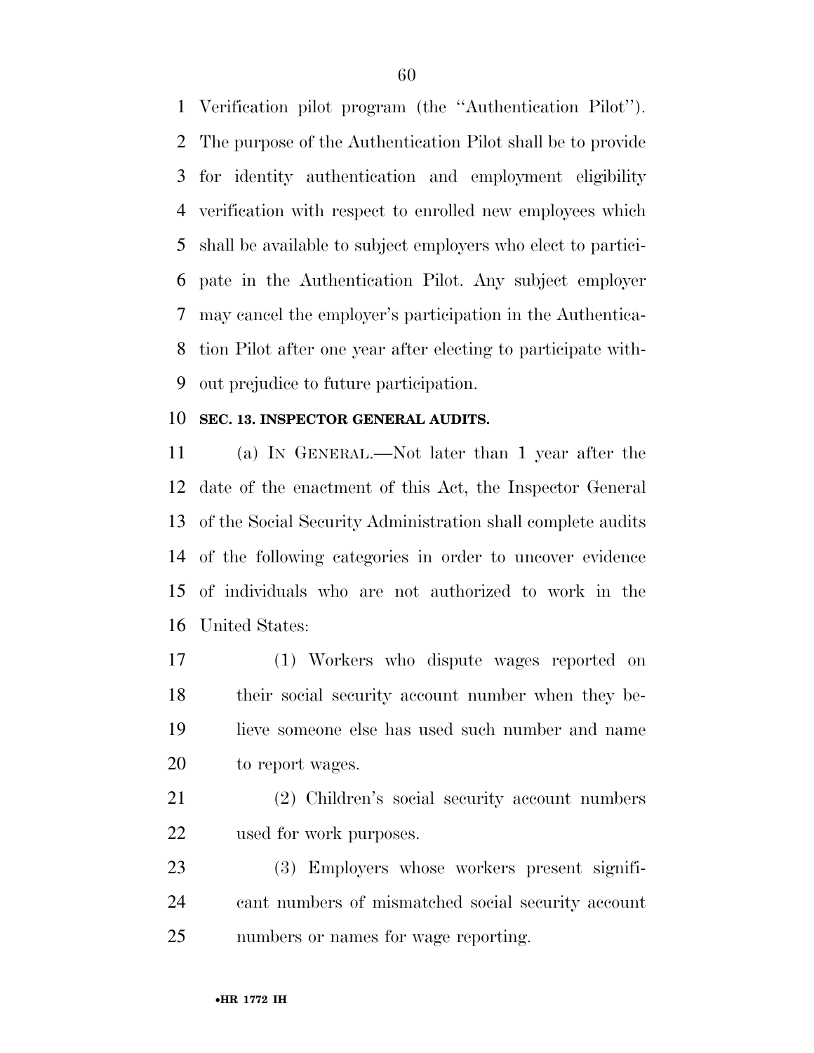Verification pilot program (the ''Authentication Pilot''). The purpose of the Authentication Pilot shall be to provide for identity authentication and employment eligibility verification with respect to enrolled new employees which shall be available to subject employers who elect to participate in the Authentication Pilot. Any subject employer may cancel the employer's participation in the Authentication Pilot after one year after electing to participate without prejudice to future participation.

**SEC. 13. INSPECTOR GENERAL AUDITS.**

(a) IN GENERAL.—Not later than 1 year after the date of the enactment of this Act, the Inspector General of the Social Security Administration shall complete audits of the following categories in order to uncover evidence of individuals who are not authorized to work in the United States:

(1) Workers who dispute wages reported on their social security account number when they believe someone else has used such number and name to report wages.

(2) Children's social security account numbers used for work purposes.

(3) Employers whose workers present significant numbers of mismatched social security account numbers or names for wage reporting.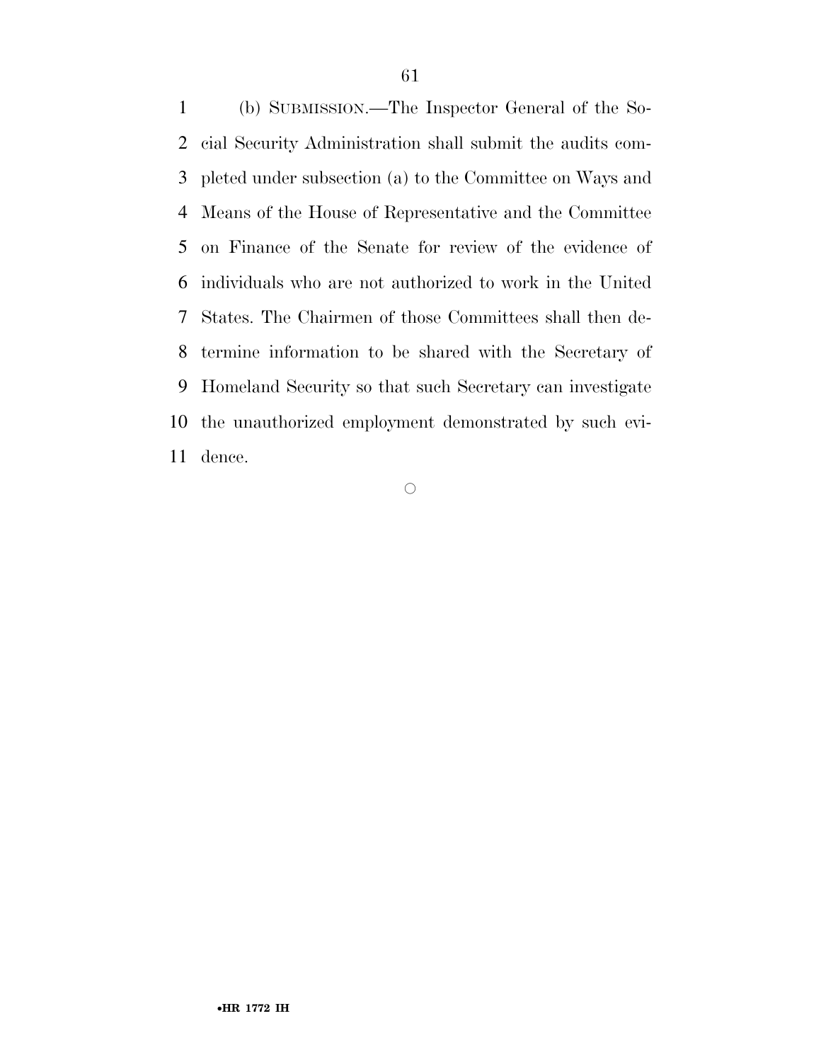(b) SUBMISSION.—The Inspector General of the Social Security Administration shall submit the audits completed under subsection (a) to the Committee on Ways and Means of the House of Representative and the Committee on Finance of the Senate for review of the evidence of individuals who are not authorized to work in the United States. The Chairmen of those Committees shall then determine information to be shared with the Secretary of Homeland Security so that such Secretary can investigate the unauthorized employment demonstrated by such evidence.

○